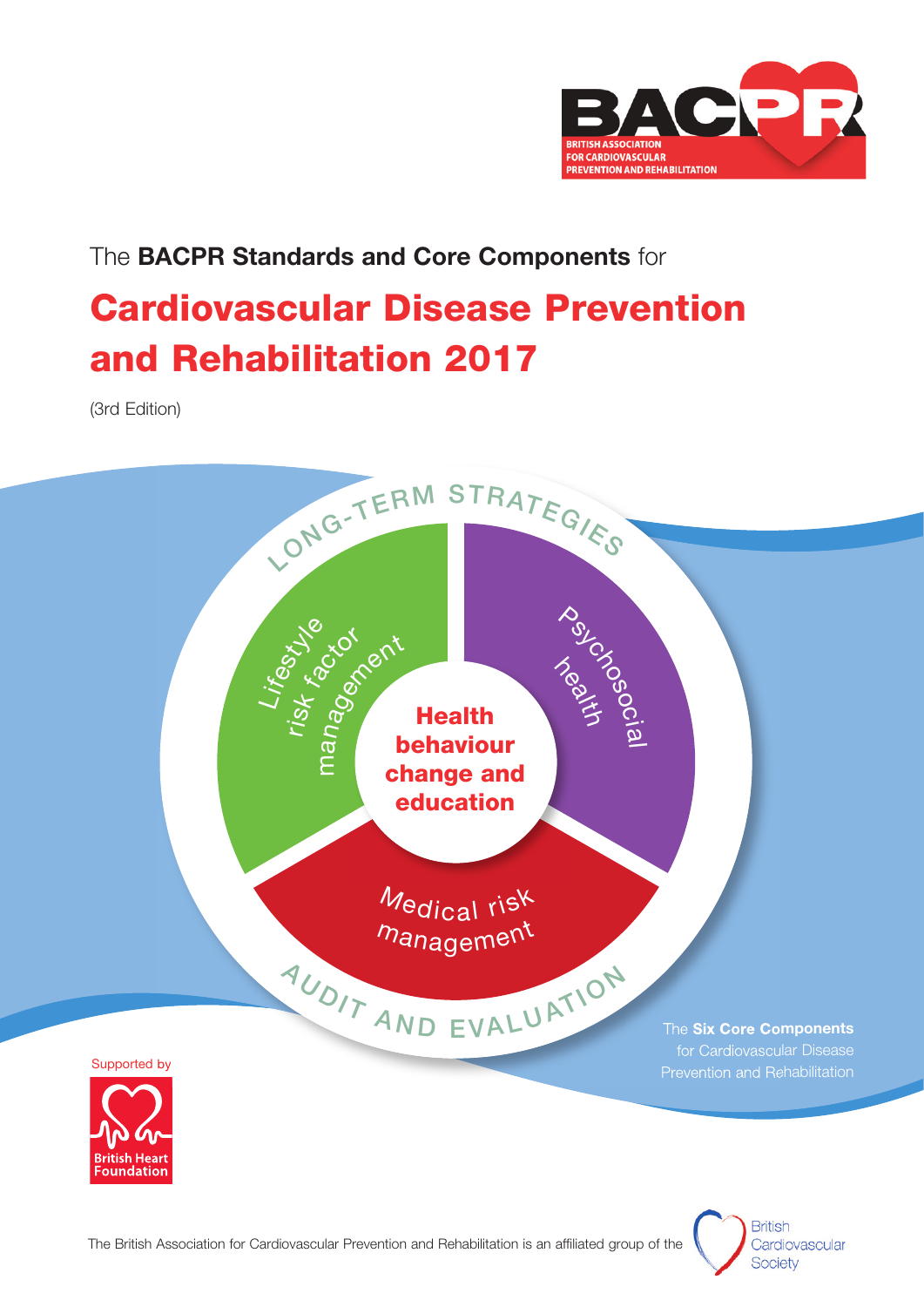BACPR

BRITISH ASSOCIATION FOR CARDIOVASCULAR PREVENTION AND REHABILITATION

The **BACPR Standards and Core Components** for

# Cardiovascular Disease Prevention and Rehabilitation 2017

(3rd Edition)

LONG-TERM STRATEGIES

Lifestyle risk factor management

Psychosocial health

**Health behaviour change and education**

Medical risk management

AUDIT AND EVALUATION

The **Six Core Components** for Cardiovascular Disease Prevention and Rehabilitation

Supported by

British Heart Foundation

The British Association for Cardiovascular Prevention and Rehabilitation is an affiliated group of the British Cardiovascular Society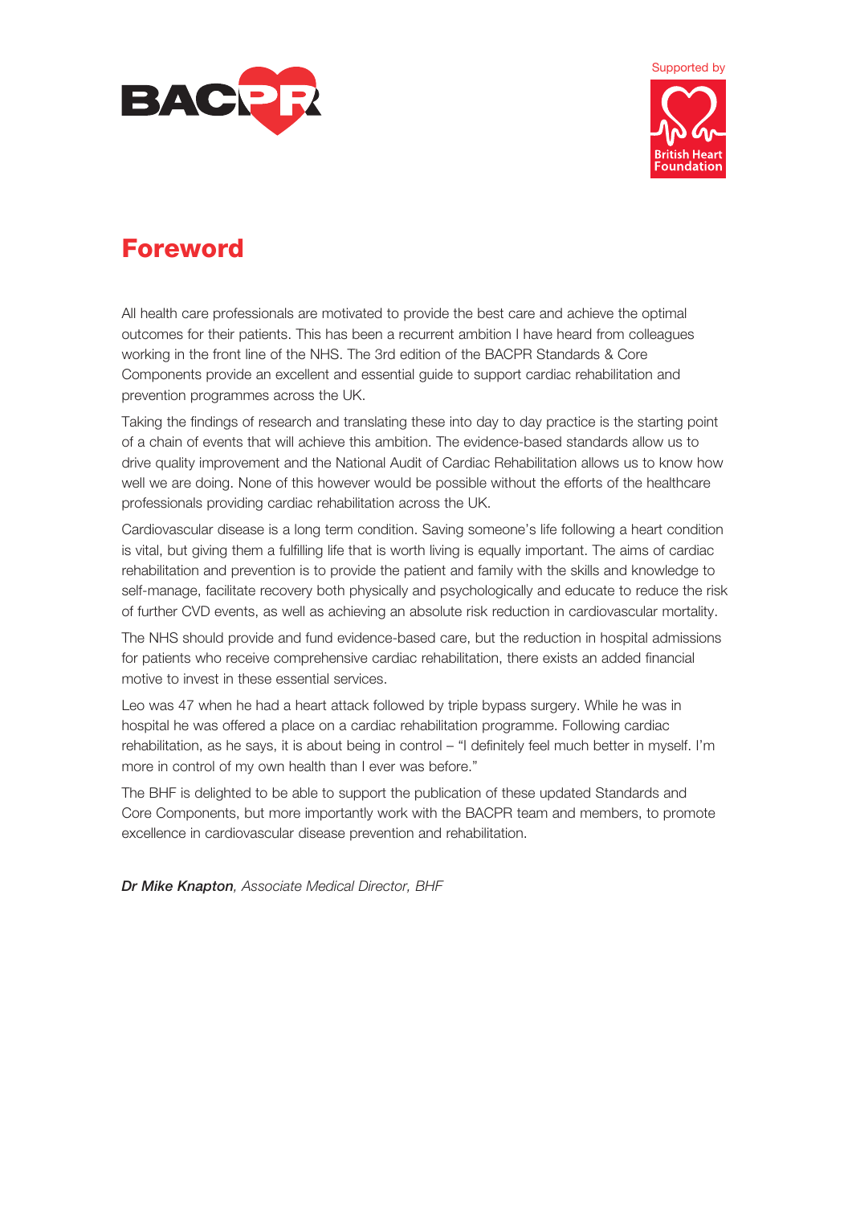Supported by

# Foreword

All health care professionals are motivated to provide the best care and achieve the optimal outcomes for their patients. This has been a recurrent ambition I have heard from colleagues working in the front line of the NHS. The 3rd edition of the BACPR Standards & Core Components provide an excellent and essential guide to support cardiac rehabilitation and prevention programmes across the UK.

Taking the findings of research and translating these into day to day practice is the starting point of a chain of events that will achieve this ambition. The evidence-based standards allow us to drive quality improvement and the National Audit of Cardiac Rehabilitation allows us to know how well we are doing. None of this however would be possible without the efforts of the healthcare professionals providing cardiac rehabilitation across the UK.

Cardiovascular disease is a long term condition. Saving someone's life following a heart condition is vital, but giving them a fulfilling life that is worth living is equally important. The aims of cardiac rehabilitation and prevention is to provide the patient and family with the skills and knowledge to self-manage, facilitate recovery both physically and psychologically and educate to reduce the risk of further CVD events, as well as achieving an absolute risk reduction in cardiovascular mortality.

The NHS should provide and fund evidence-based care, but the reduction in hospital admissions for patients who receive comprehensive cardiac rehabilitation, there exists an added financial motive to invest in these essential services.

Leo was 47 when he had a heart attack followed by triple bypass surgery. While he was in hospital he was offered a place on a cardiac rehabilitation programme. Following cardiac rehabilitation, as he says, it is about being in control – "I definitely feel much better in myself. I'm more in control of my own health than I ever was before."

The BHF is delighted to be able to support the publication of these updated Standards and Core Components, but more importantly work with the BACPR team and members, to promote excellence in cardiovascular disease prevention and rehabilitation.

***Dr Mike Knapton**, Associate Medical Director, BHF*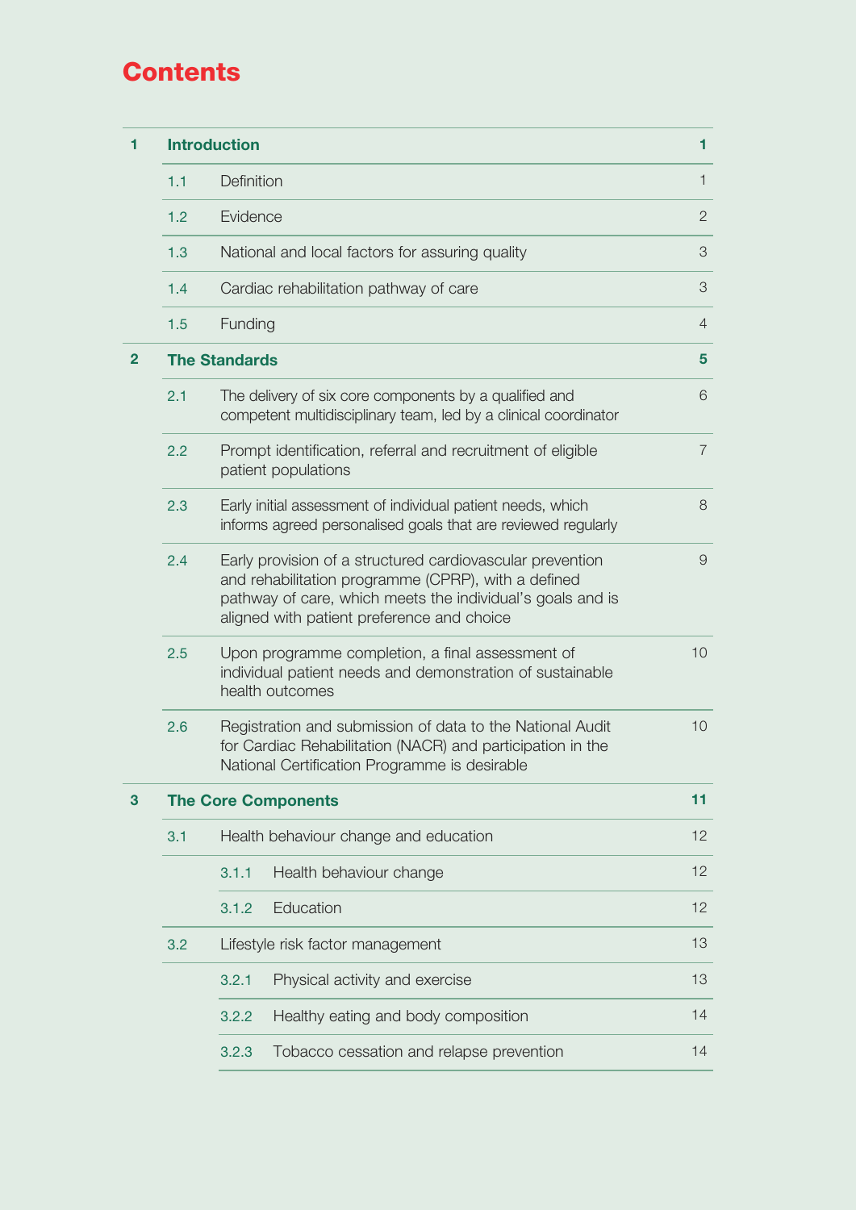# Contents

| | | | |
|---|---|---|---|
| **1** | **Introduction** | | **1** |
| | 1.1 | Definition | 1 |
| | 1.2 | Evidence | 2 |
| | 1.3 | National and local factors for assuring quality | 3 |
| | 1.4 | Cardiac rehabilitation pathway of care | 3 |
| | 1.5 | Funding | 4 |
| **2** | **The Standards** | | **5** |
| | 2.1 | The delivery of six core components by a qualified and competent multidisciplinary team, led by a clinical coordinator | 6 |
| | 2.2 | Prompt identification, referral and recruitment of eligible patient populations | 7 |
| | 2.3 | Early initial assessment of individual patient needs, which informs agreed personalised goals that are reviewed regularly | 8 |
| | 2.4 | Early provision of a structured cardiovascular prevention and rehabilitation programme (CPRP), with a defined pathway of care, which meets the individual's goals and is aligned with patient preference and choice | 9 |
| | 2.5 | Upon programme completion, a final assessment of individual patient needs and demonstration of sustainable health outcomes | 10 |
| | 2.6 | Registration and submission of data to the National Audit for Cardiac Rehabilitation (NACR) and participation in the National Certification Programme is desirable | 10 |
| **3** | **The Core Components** | | **11** |
| | 3.1 | Health behaviour change and education | 12 |
| | | 3.1.1 Health behaviour change | 12 |
| | | 3.1.2 Education | 12 |
| | 3.2 | Lifestyle risk factor management | 13 |
| | | 3.2.1 Physical activity and exercise | 13 |
| | | 3.2.2 Healthy eating and body composition | 14 |
| | | 3.2.3 Tobacco cessation and relapse prevention | 14 |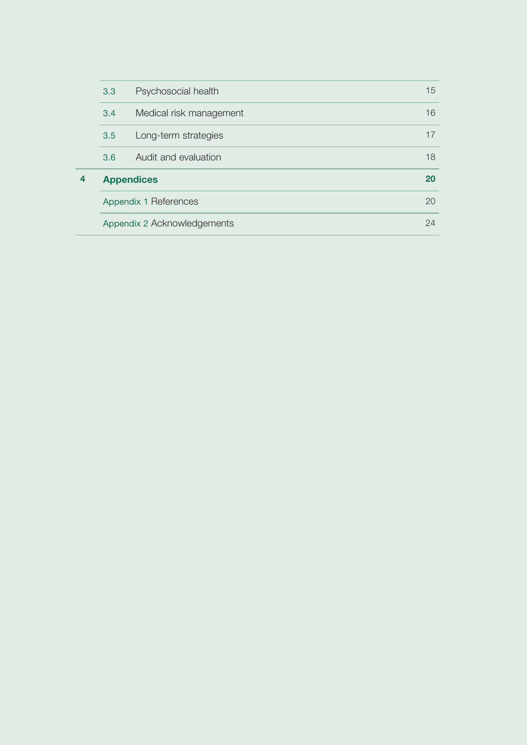| | | | |
|---|---|---|---|
| | 3.3 | Psychosocial health | 15 |
| | 3.4 | Medical risk management | 16 |
| | 3.5 | Long-term strategies | 17 |
| | 3.6 | Audit and evaluation | 18 |
| **4** | **Appendices** | | **20** |
| | Appendix 1 References | | 20 |
| | Appendix 2 Acknowledgements | | 24 |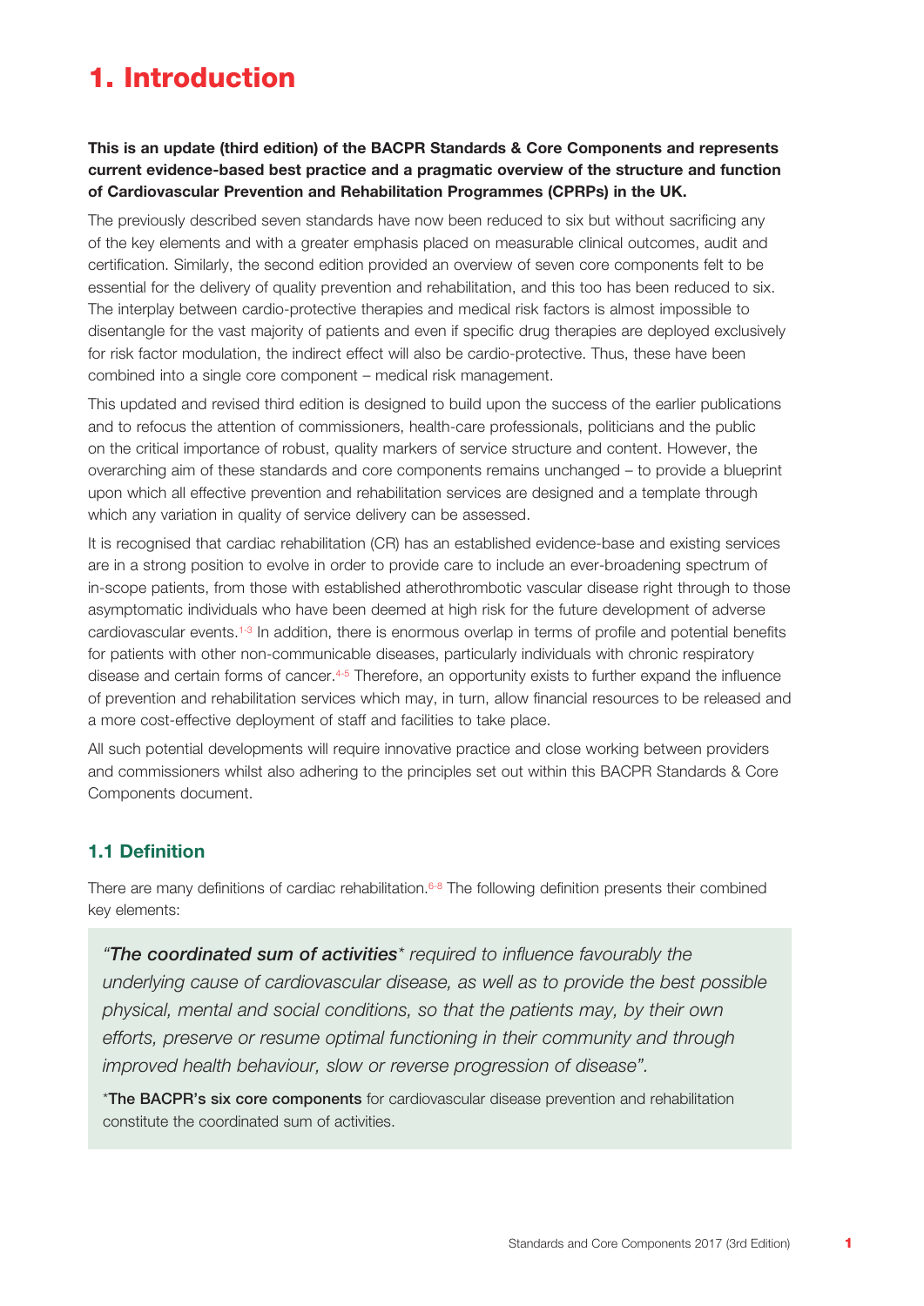# 1. Introduction

**This is an update (third edition) of the BACPR Standards & Core Components and represents current evidence-based best practice and a pragmatic overview of the structure and function of Cardiovascular Prevention and Rehabilitation Programmes (CPRPs) in the UK.**

The previously described seven standards have now been reduced to six but without sacrificing any of the key elements and with a greater emphasis placed on measurable clinical outcomes, audit and certification. Similarly, the second edition provided an overview of seven core components felt to be essential for the delivery of quality prevention and rehabilitation, and this too has been reduced to six. The interplay between cardio-protective therapies and medical risk factors is almost impossible to disentangle for the vast majority of patients and even if specific drug therapies are deployed exclusively for risk factor modulation, the indirect effect will also be cardio-protective. Thus, these have been combined into a single core component – medical risk management.

This updated and revised third edition is designed to build upon the success of the earlier publications and to refocus the attention of commissioners, health-care professionals, politicians and the public on the critical importance of robust, quality markers of service structure and content. However, the overarching aim of these standards and core components remains unchanged – to provide a blueprint upon which all effective prevention and rehabilitation services are designed and a template through which any variation in quality of service delivery can be assessed.

It is recognised that cardiac rehabilitation (CR) has an established evidence-base and existing services are in a strong position to evolve in order to provide care to include an ever-broadening spectrum of in-scope patients, from those with established atherothrombotic vascular disease right through to those asymptomatic individuals who have been deemed at high risk for the future development of adverse cardiovascular events.[1-3] In addition, there is enormous overlap in terms of profile and potential benefits for patients with other non-communicable diseases, particularly individuals with chronic respiratory disease and certain forms of cancer.[4-5] Therefore, an opportunity exists to further expand the influence of prevention and rehabilitation services which may, in turn, allow financial resources to be released and a more cost-effective deployment of staff and facilities to take place.

All such potential developments will require innovative practice and close working between providers and commissioners whilst also adhering to the principles set out within this BACPR Standards & Core Components document.

## 1.1 Definition

There are many definitions of cardiac rehabilitation.[6-8] The following definition presents their combined key elements:

> *"**The coordinated sum of activities**\* required to influence favourably the underlying cause of cardiovascular disease, as well as to provide the best possible physical, mental and social conditions, so that the patients may, by their own efforts, preserve or resume optimal functioning in their community and through improved health behaviour, slow or reverse progression of disease".*
>
> \***The BACPR's six core components** for cardiovascular disease prevention and rehabilitation constitute the coordinated sum of activities.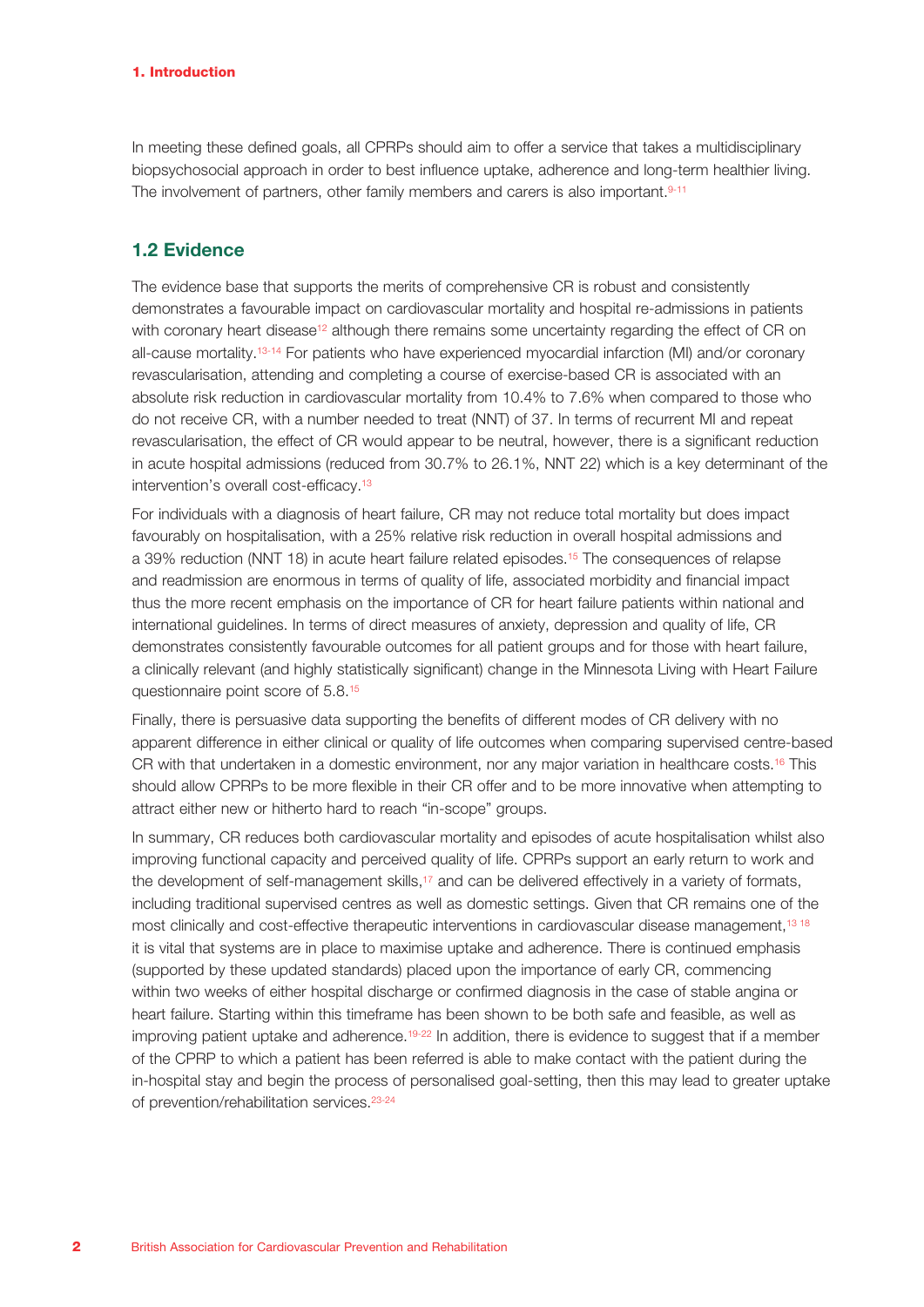In meeting these defined goals, all CPRPs should aim to offer a service that takes a multidisciplinary biopsychosocial approach in order to best influence uptake, adherence and long-term healthier living. The involvement of partners, other family members and carers is also important.[9-11]

## 1.2 Evidence

The evidence base that supports the merits of comprehensive CR is robust and consistently demonstrates a favourable impact on cardiovascular mortality and hospital re-admissions in patients with coronary heart disease[12] although there remains some uncertainty regarding the effect of CR on all-cause mortality.[13-14] For patients who have experienced myocardial infarction (MI) and/or coronary revascularisation, attending and completing a course of exercise-based CR is associated with an absolute risk reduction in cardiovascular mortality from 10.4% to 7.6% when compared to those who do not receive CR, with a number needed to treat (NNT) of 37. In terms of recurrent MI and repeat revascularisation, the effect of CR would appear to be neutral, however, there is a significant reduction in acute hospital admissions (reduced from 30.7% to 26.1%, NNT 22) which is a key determinant of the intervention's overall cost-efficacy.[13]

For individuals with a diagnosis of heart failure, CR may not reduce total mortality but does impact favourably on hospitalisation, with a 25% relative risk reduction in overall hospital admissions and a 39% reduction (NNT 18) in acute heart failure related episodes.[15] The consequences of relapse and readmission are enormous in terms of quality of life, associated morbidity and financial impact thus the more recent emphasis on the importance of CR for heart failure patients within national and international guidelines. In terms of direct measures of anxiety, depression and quality of life, CR demonstrates consistently favourable outcomes for all patient groups and for those with heart failure, a clinically relevant (and highly statistically significant) change in the Minnesota Living with Heart Failure questionnaire point score of 5.8.[15]

Finally, there is persuasive data supporting the benefits of different modes of CR delivery with no apparent difference in either clinical or quality of life outcomes when comparing supervised centre-based CR with that undertaken in a domestic environment, nor any major variation in healthcare costs.[16] This should allow CPRPs to be more flexible in their CR offer and to be more innovative when attempting to attract either new or hitherto hard to reach "in-scope" groups.

In summary, CR reduces both cardiovascular mortality and episodes of acute hospitalisation whilst also improving functional capacity and perceived quality of life. CPRPs support an early return to work and the development of self-management skills,[17] and can be delivered effectively in a variety of formats, including traditional supervised centres as well as domestic settings. Given that CR remains one of the most clinically and cost-effective therapeutic interventions in cardiovascular disease management,[13 18] it is vital that systems are in place to maximise uptake and adherence. There is continued emphasis (supported by these updated standards) placed upon the importance of early CR, commencing within two weeks of either hospital discharge or confirmed diagnosis in the case of stable angina or heart failure. Starting within this timeframe has been shown to be both safe and feasible, as well as improving patient uptake and adherence.[19-22] In addition, there is evidence to suggest that if a member of the CPRP to which a patient has been referred is able to make contact with the patient during the in-hospital stay and begin the process of personalised goal-setting, then this may lead to greater uptake of prevention/rehabilitation services.[23-24]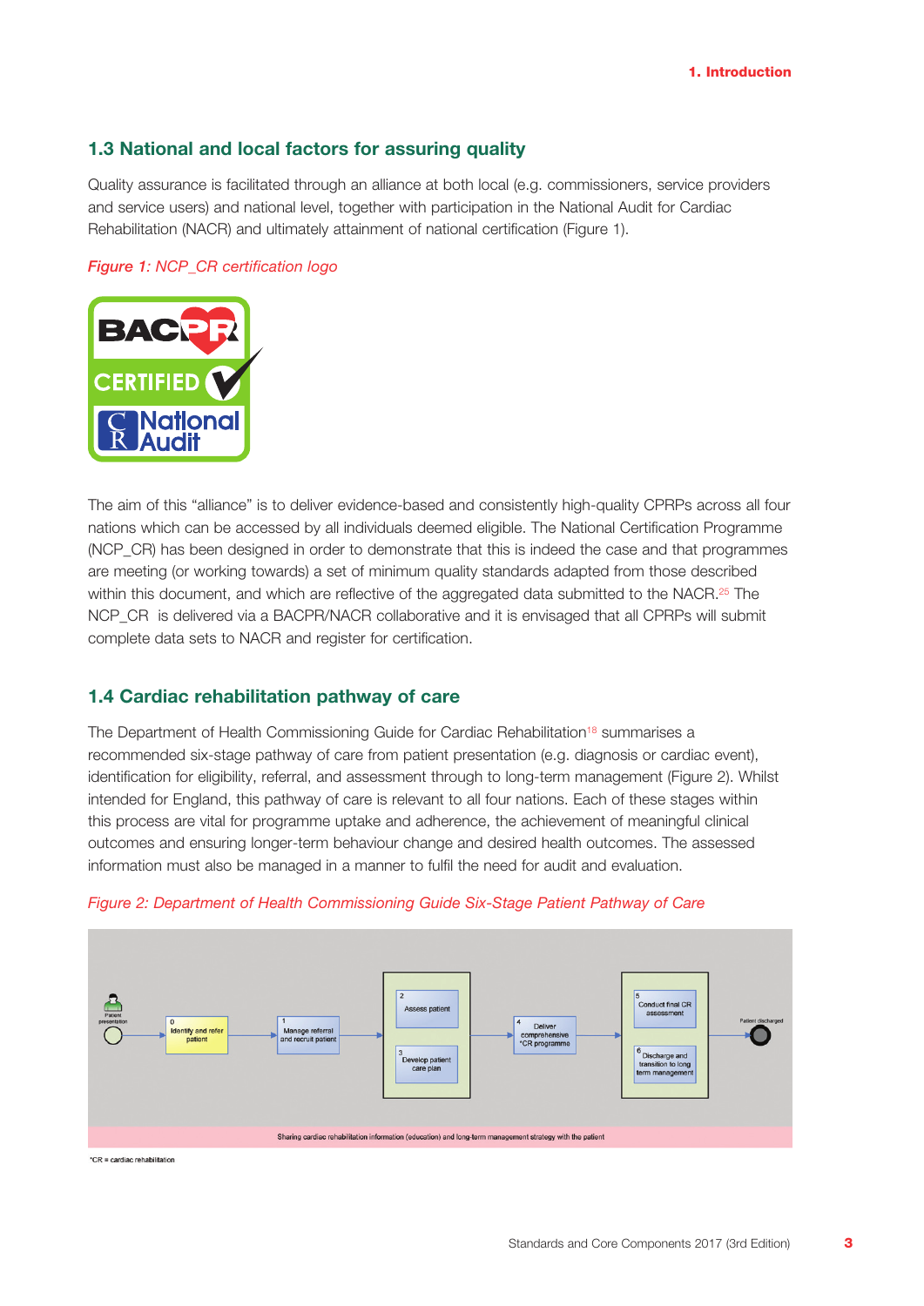## 1.3 National and local factors for assuring quality

Quality assurance is facilitated through an alliance at both local (e.g. commissioners, service providers and service users) and national level, together with participation in the National Audit for Cardiac Rehabilitation (NACR) and ultimately attainment of national certification (Figure 1).

*Figure 1: NCP_CR certification logo*

The aim of this "alliance" is to deliver evidence-based and consistently high-quality CPRPs across all four nations which can be accessed by all individuals deemed eligible. The National Certification Programme (NCP_CR) has been designed in order to demonstrate that this is indeed the case and that programmes are meeting (or working towards) a set of minimum quality standards adapted from those described within this document, and which are reflective of the aggregated data submitted to the NACR.[25] The NCP_CR is delivered via a BACPR/NACR collaborative and it is envisaged that all CPRPs will submit complete data sets to NACR and register for certification.

## 1.4 Cardiac rehabilitation pathway of care

The Department of Health Commissioning Guide for Cardiac Rehabilitation[18] summarises a recommended six-stage pathway of care from patient presentation (e.g. diagnosis or cardiac event), identification for eligibility, referral, and assessment through to long-term management (Figure 2). Whilst intended for England, this pathway of care is relevant to all four nations. Each of these stages within this process are vital for programme uptake and adherence, the achievement of meaningful clinical outcomes and ensuring longer-term behaviour change and desired health outcomes. The assessed information must also be managed in a manner to fulfil the need for audit and evaluation.

*Figure 2: Department of Health Commissioning Guide Six-Stage Patient Pathway of Care*

Patient presentation → 0 Identify and refer patient → 1 Manage referral and recruit patient → 2 Assess patient / 3 Develop patient care plan → 4 Deliver comprehensive *CR programme → 5 Conduct final CR assessment / 6 Discharge and transition to long term management → Patient discharged

Sharing cardiac rehabilitation information (education) and long-term management strategy with the patient

*CR = cardiac rehabilitation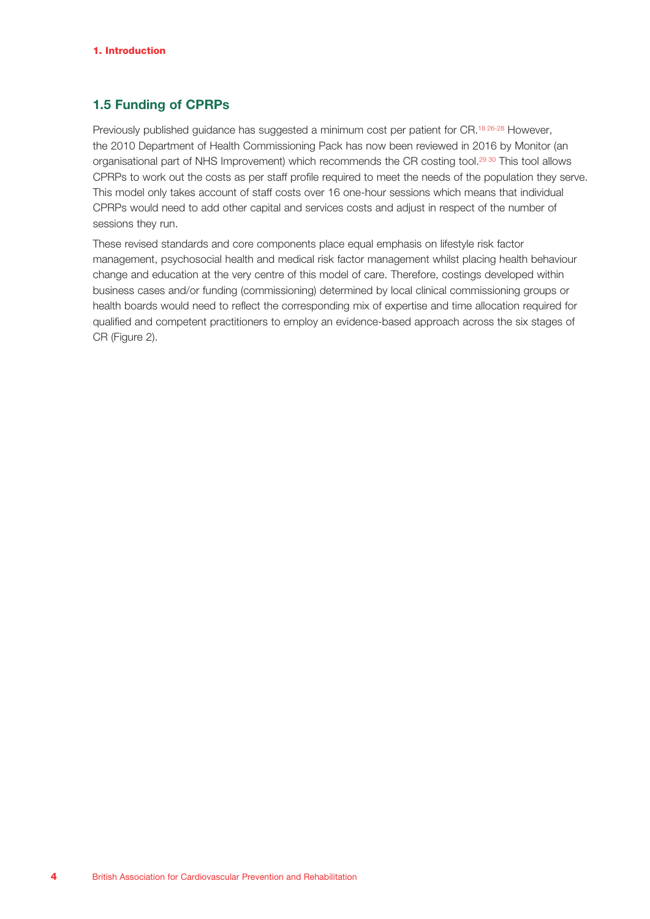## 1.5 Funding of CPRPs

Previously published guidance has suggested a minimum cost per patient for CR.[18 26-28] However, the 2010 Department of Health Commissioning Pack has now been reviewed in 2016 by Monitor (an organisational part of NHS Improvement) which recommends the CR costing tool.[29 30] This tool allows CPRPs to work out the costs as per staff profile required to meet the needs of the population they serve. This model only takes account of staff costs over 16 one-hour sessions which means that individual CPRPs would need to add other capital and services costs and adjust in respect of the number of sessions they run.

These revised standards and core components place equal emphasis on lifestyle risk factor management, psychosocial health and medical risk factor management whilst placing health behaviour change and education at the very centre of this model of care. Therefore, costings developed within business cases and/or funding (commissioning) determined by local clinical commissioning groups or health boards would need to reflect the corresponding mix of expertise and time allocation required for qualified and competent practitioners to employ an evidence-based approach across the six stages of CR (Figure 2).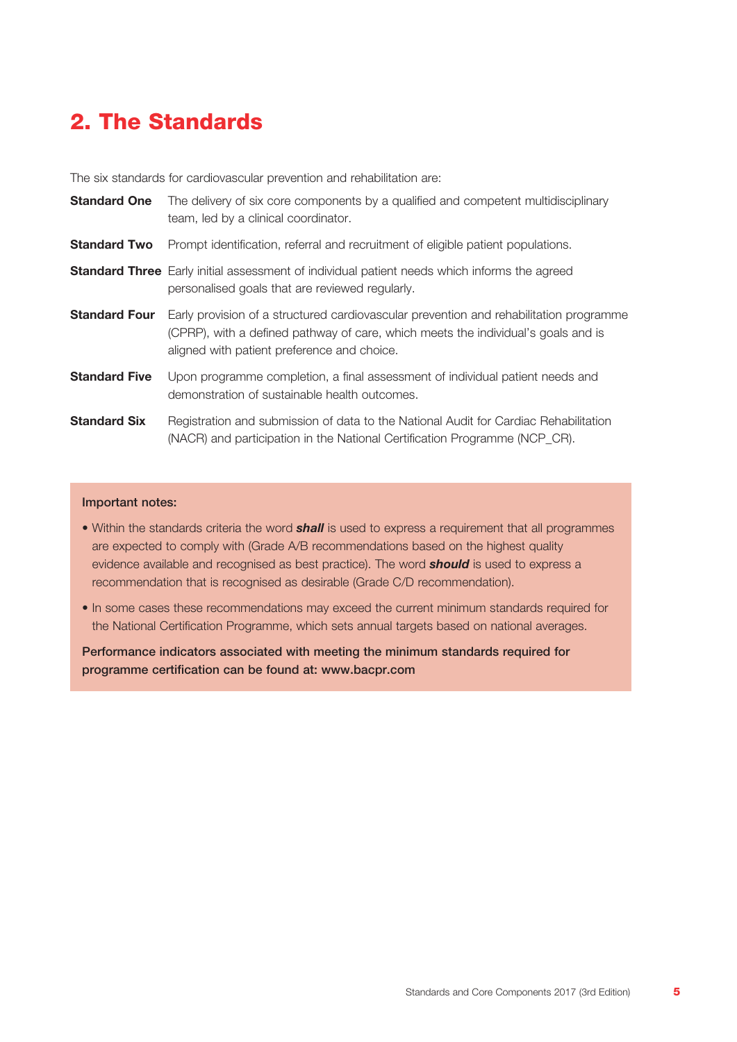# 2. The Standards

The six standards for cardiovascular prevention and rehabilitation are:

**Standard One** The delivery of six core components by a qualified and competent multidisciplinary team, led by a clinical coordinator.

**Standard Two** Prompt identification, referral and recruitment of eligible patient populations.

**Standard Three** Early initial assessment of individual patient needs which informs the agreed personalised goals that are reviewed regularly.

**Standard Four** Early provision of a structured cardiovascular prevention and rehabilitation programme (CPRP), with a defined pathway of care, which meets the individual's goals and is aligned with patient preference and choice.

**Standard Five** Upon programme completion, a final assessment of individual patient needs and demonstration of sustainable health outcomes.

**Standard Six** Registration and submission of data to the National Audit for Cardiac Rehabilitation (NACR) and participation in the National Certification Programme (NCP_CR).

**Important notes:**

- Within the standards criteria the word ***shall*** is used to express a requirement that all programmes are expected to comply with (Grade A/B recommendations based on the highest quality evidence available and recognised as best practice). The word ***should*** is used to express a recommendation that is recognised as desirable (Grade C/D recommendation).
- In some cases these recommendations may exceed the current minimum standards required for the National Certification Programme, which sets annual targets based on national averages.

**Performance indicators associated with meeting the minimum standards required for programme certification can be found at: www.bacpr.com**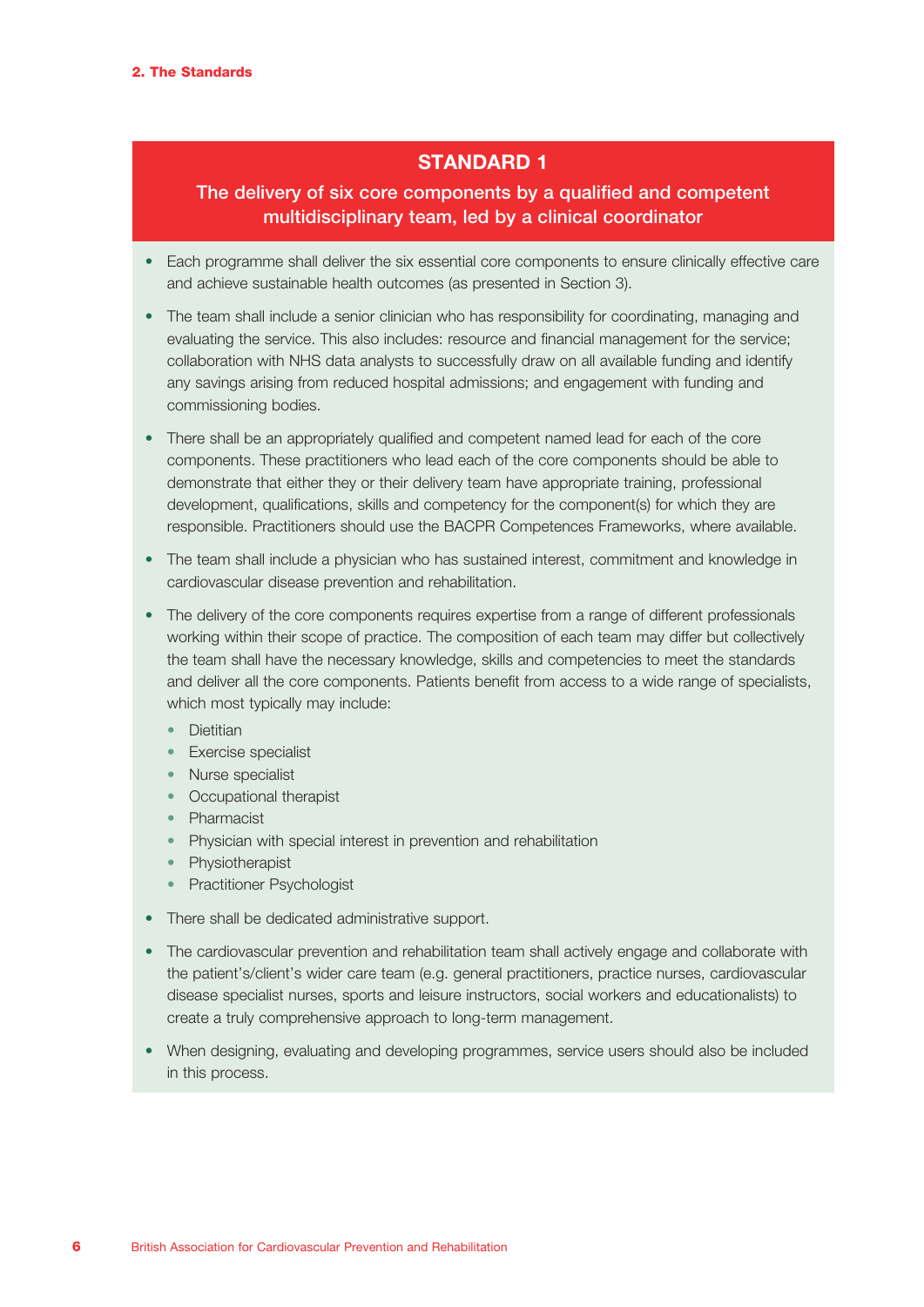## STANDARD 1

### The delivery of six core components by a qualified and competent multidisciplinary team, led by a clinical coordinator

- Each programme shall deliver the six essential core components to ensure clinically effective care and achieve sustainable health outcomes (as presented in Section 3).
- The team shall include a senior clinician who has responsibility for coordinating, managing and evaluating the service. This also includes: resource and financial management for the service; collaboration with NHS data analysts to successfully draw on all available funding and identify any savings arising from reduced hospital admissions; and engagement with funding and commissioning bodies.
- There shall be an appropriately qualified and competent named lead for each of the core components. These practitioners who lead each of the core components should be able to demonstrate that either they or their delivery team have appropriate training, professional development, qualifications, skills and competency for the component(s) for which they are responsible. Practitioners should use the BACPR Competences Frameworks, where available.
- The team shall include a physician who has sustained interest, commitment and knowledge in cardiovascular disease prevention and rehabilitation.
- The delivery of the core components requires expertise from a range of different professionals working within their scope of practice. The composition of each team may differ but collectively the team shall have the necessary knowledge, skills and competencies to meet the standards and deliver all the core components. Patients benefit from access to a wide range of specialists, which most typically may include:
  - Dietitian
  - Exercise specialist
  - Nurse specialist
  - Occupational therapist
  - Pharmacist
  - Physician with special interest in prevention and rehabilitation
  - Physiotherapist
  - Practitioner Psychologist
- There shall be dedicated administrative support.
- The cardiovascular prevention and rehabilitation team shall actively engage and collaborate with the patient's/client's wider care team (e.g. general practitioners, practice nurses, cardiovascular disease specialist nurses, sports and leisure instructors, social workers and educationalists) to create a truly comprehensive approach to long-term management.
- When designing, evaluating and developing programmes, service users should also be included in this process.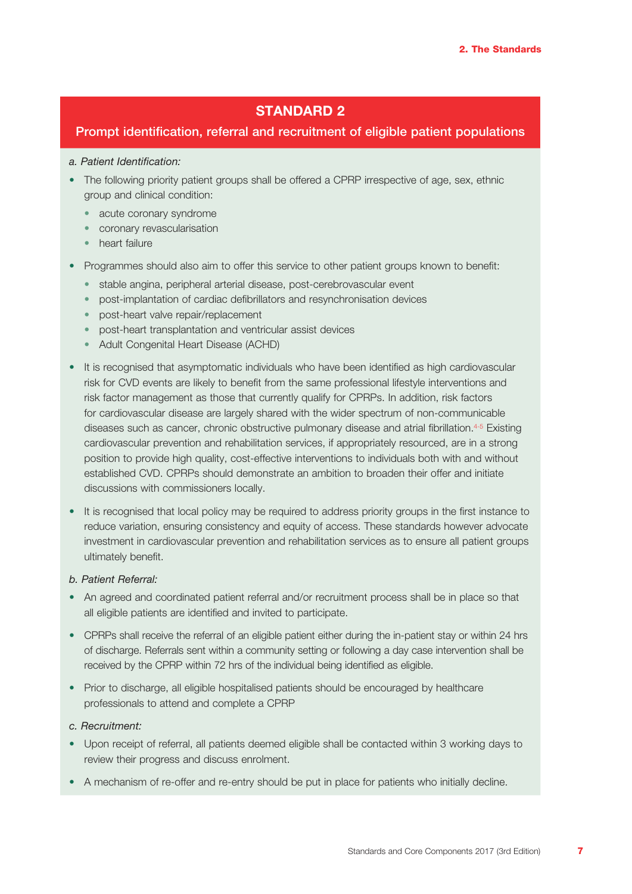## STANDARD 2

### Prompt identification, referral and recruitment of eligible patient populations

*a. Patient Identification:*

- The following priority patient groups shall be offered a CPRP irrespective of age, sex, ethnic group and clinical condition:
  - acute coronary syndrome
  - coronary revascularisation
  - heart failure
- Programmes should also aim to offer this service to other patient groups known to benefit:
  - stable angina, peripheral arterial disease, post-cerebrovascular event
  - post-implantation of cardiac defibrillators and resynchronisation devices
  - post-heart valve repair/replacement
  - post-heart transplantation and ventricular assist devices
  - Adult Congenital Heart Disease (ACHD)
- It is recognised that asymptomatic individuals who have been identified as high cardiovascular risk for CVD events are likely to benefit from the same professional lifestyle interventions and risk factor management as those that currently qualify for CPRPs. In addition, risk factors for cardiovascular disease are largely shared with the wider spectrum of non-communicable diseases such as cancer, chronic obstructive pulmonary disease and atrial fibrillation.[4-5] Existing cardiovascular prevention and rehabilitation services, if appropriately resourced, are in a strong position to provide high quality, cost-effective interventions to individuals both with and without established CVD. CPRPs should demonstrate an ambition to broaden their offer and initiate discussions with commissioners locally.
- It is recognised that local policy may be required to address priority groups in the first instance to reduce variation, ensuring consistency and equity of access. These standards however advocate investment in cardiovascular prevention and rehabilitation services as to ensure all patient groups ultimately benefit.

*b. Patient Referral:*

- An agreed and coordinated patient referral and/or recruitment process shall be in place so that all eligible patients are identified and invited to participate.
- CPRPs shall receive the referral of an eligible patient either during the in-patient stay or within 24 hrs of discharge. Referrals sent within a community setting or following a day case intervention shall be received by the CPRP within 72 hrs of the individual being identified as eligible.
- Prior to discharge, all eligible hospitalised patients should be encouraged by healthcare professionals to attend and complete a CPRP

*c. Recruitment:*

- Upon receipt of referral, all patients deemed eligible shall be contacted within 3 working days to review their progress and discuss enrolment.
- A mechanism of re-offer and re-entry should be put in place for patients who initially decline.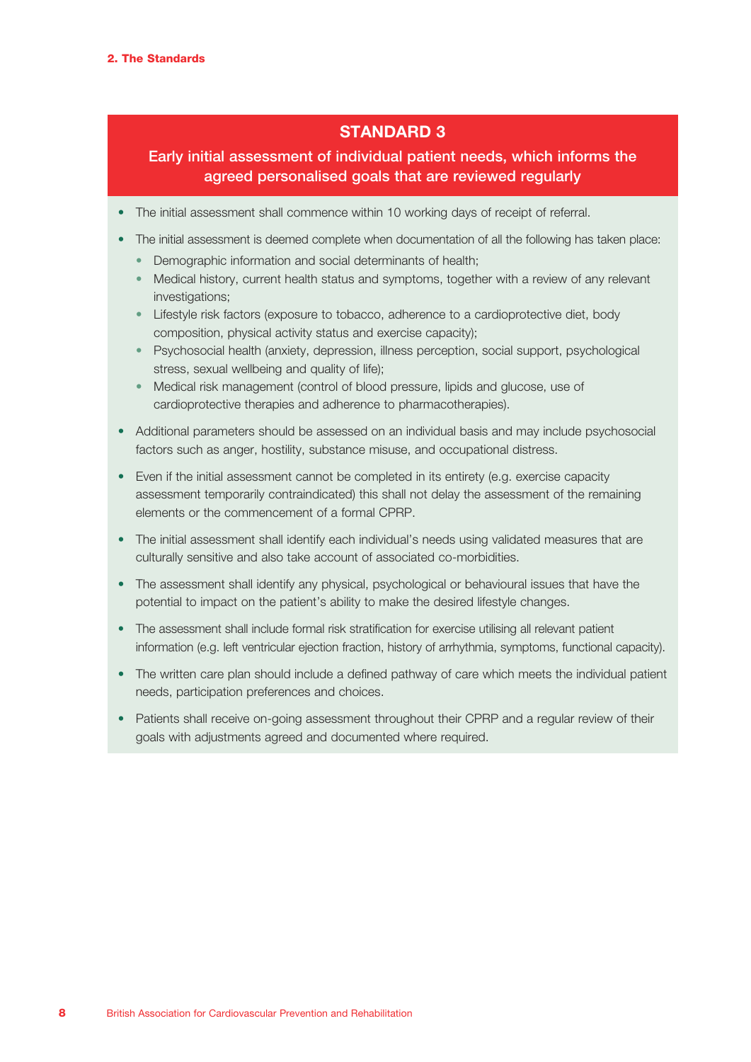## STANDARD 3

### Early initial assessment of individual patient needs, which informs the agreed personalised goals that are reviewed regularly

- The initial assessment shall commence within 10 working days of receipt of referral.
- The initial assessment is deemed complete when documentation of all the following has taken place:
  - Demographic information and social determinants of health;
  - Medical history, current health status and symptoms, together with a review of any relevant investigations;
  - Lifestyle risk factors (exposure to tobacco, adherence to a cardioprotective diet, body composition, physical activity status and exercise capacity);
  - Psychosocial health (anxiety, depression, illness perception, social support, psychological stress, sexual wellbeing and quality of life);
  - Medical risk management (control of blood pressure, lipids and glucose, use of cardioprotective therapies and adherence to pharmacotherapies).
- Additional parameters should be assessed on an individual basis and may include psychosocial factors such as anger, hostility, substance misuse, and occupational distress.
- Even if the initial assessment cannot be completed in its entirety (e.g. exercise capacity assessment temporarily contraindicated) this shall not delay the assessment of the remaining elements or the commencement of a formal CPRP.
- The initial assessment shall identify each individual's needs using validated measures that are culturally sensitive and also take account of associated co-morbidities.
- The assessment shall identify any physical, psychological or behavioural issues that have the potential to impact on the patient's ability to make the desired lifestyle changes.
- The assessment shall include formal risk stratification for exercise utilising all relevant patient information (e.g. left ventricular ejection fraction, history of arrhythmia, symptoms, functional capacity).
- The written care plan should include a defined pathway of care which meets the individual patient needs, participation preferences and choices.
- Patients shall receive on-going assessment throughout their CPRP and a regular review of their goals with adjustments agreed and documented where required.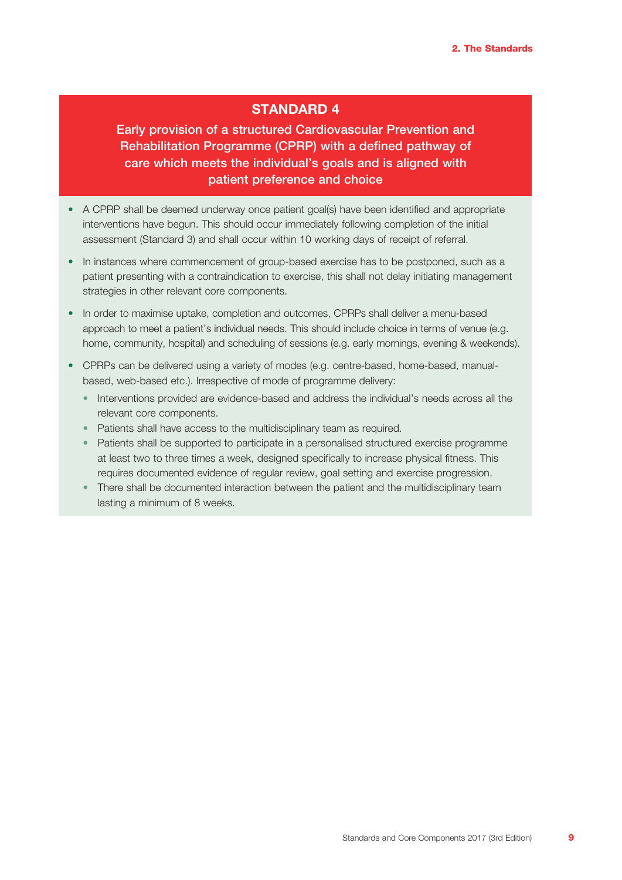## STANDARD 4

**Early provision of a structured Cardiovascular Prevention and Rehabilitation Programme (CPRP) with a defined pathway of care which meets the individual's goals and is aligned with patient preference and choice**

- A CPRP shall be deemed underway once patient goal(s) have been identified and appropriate interventions have begun. This should occur immediately following completion of the initial assessment (Standard 3) and shall occur within 10 working days of receipt of referral.
- In instances where commencement of group-based exercise has to be postponed, such as a patient presenting with a contraindication to exercise, this shall not delay initiating management strategies in other relevant core components.
- In order to maximise uptake, completion and outcomes, CPRPs shall deliver a menu-based approach to meet a patient's individual needs. This should include choice in terms of venue (e.g. home, community, hospital) and scheduling of sessions (e.g. early mornings, evening & weekends).
- CPRPs can be delivered using a variety of modes (e.g. centre-based, home-based, manual-based, web-based etc.). Irrespective of mode of programme delivery:
  - Interventions provided are evidence-based and address the individual's needs across all the relevant core components.
  - Patients shall have access to the multidisciplinary team as required.
  - Patients shall be supported to participate in a personalised structured exercise programme at least two to three times a week, designed specifically to increase physical fitness. This requires documented evidence of regular review, goal setting and exercise progression.
  - There shall be documented interaction between the patient and the multidisciplinary team lasting a minimum of 8 weeks.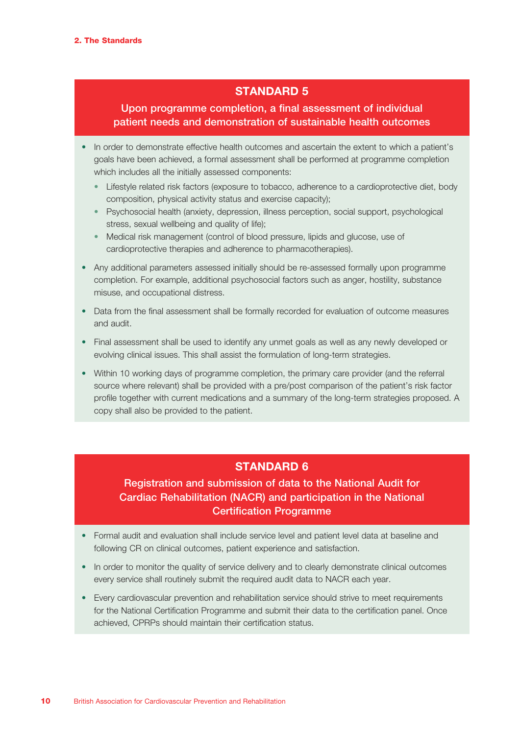## STANDARD 5

### Upon programme completion, a final assessment of individual patient needs and demonstration of sustainable health outcomes

- In order to demonstrate effective health outcomes and ascertain the extent to which a patient's goals have been achieved, a formal assessment shall be performed at programme completion which includes all the initially assessed components:
  - Lifestyle related risk factors (exposure to tobacco, adherence to a cardioprotective diet, body composition, physical activity status and exercise capacity);
  - Psychosocial health (anxiety, depression, illness perception, social support, psychological stress, sexual wellbeing and quality of life);
  - Medical risk management (control of blood pressure, lipids and glucose, use of cardioprotective therapies and adherence to pharmacotherapies).
- Any additional parameters assessed initially should be re-assessed formally upon programme completion. For example, additional psychosocial factors such as anger, hostility, substance misuse, and occupational distress.
- Data from the final assessment shall be formally recorded for evaluation of outcome measures and audit.
- Final assessment shall be used to identify any unmet goals as well as any newly developed or evolving clinical issues. This shall assist the formulation of long-term strategies.
- Within 10 working days of programme completion, the primary care provider (and the referral source where relevant) shall be provided with a pre/post comparison of the patient's risk factor profile together with current medications and a summary of the long-term strategies proposed. A copy shall also be provided to the patient.

## STANDARD 6

### Registration and submission of data to the National Audit for Cardiac Rehabilitation (NACR) and participation in the National Certification Programme

- Formal audit and evaluation shall include service level and patient level data at baseline and following CR on clinical outcomes, patient experience and satisfaction.
- In order to monitor the quality of service delivery and to clearly demonstrate clinical outcomes every service shall routinely submit the required audit data to NACR each year.
- Every cardiovascular prevention and rehabilitation service should strive to meet requirements for the National Certification Programme and submit their data to the certification panel. Once achieved, CPRPs should maintain their certification status.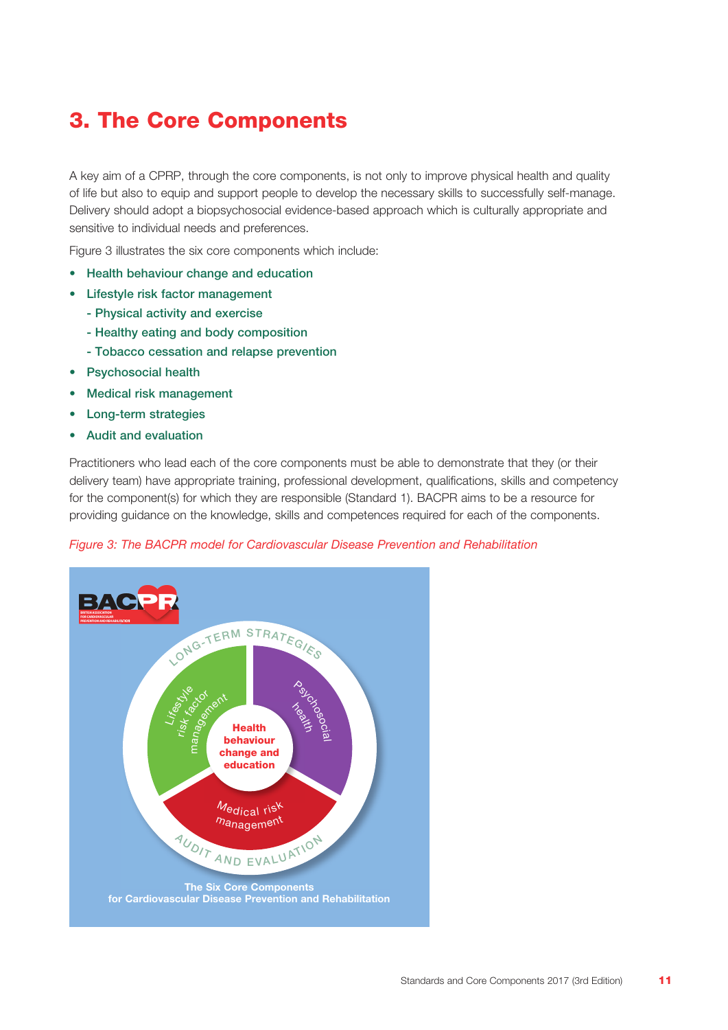# 3. The Core Components

A key aim of a CPRP, through the core components, is not only to improve physical health and quality of life but also to equip and support people to develop the necessary skills to successfully self-manage. Delivery should adopt a biopsychosocial evidence-based approach which is culturally appropriate and sensitive to individual needs and preferences.

Figure 3 illustrates the six core components which include:

- Health behaviour change and education
- Lifestyle risk factor management
  - Physical activity and exercise
  - Healthy eating and body composition
  - Tobacco cessation and relapse prevention
- Psychosocial health
- Medical risk management
- Long-term strategies
- Audit and evaluation

Practitioners who lead each of the core components must be able to demonstrate that they (or their delivery team) have appropriate training, professional development, qualifications, skills and competency for the component(s) for which they are responsible (Standard 1). BACPR aims to be a resource for providing guidance on the knowledge, skills and competences required for each of the components.

*Figure 3: The BACPR model for Cardiovascular Disease Prevention and Rehabilitation*

BACPR

Long-term strategies

Lifestyle risk factor management

Psychosocial health

Health behaviour change and education

Medical risk management

Audit and evaluation

The Six Core Components for Cardiovascular Disease Prevention and Rehabilitation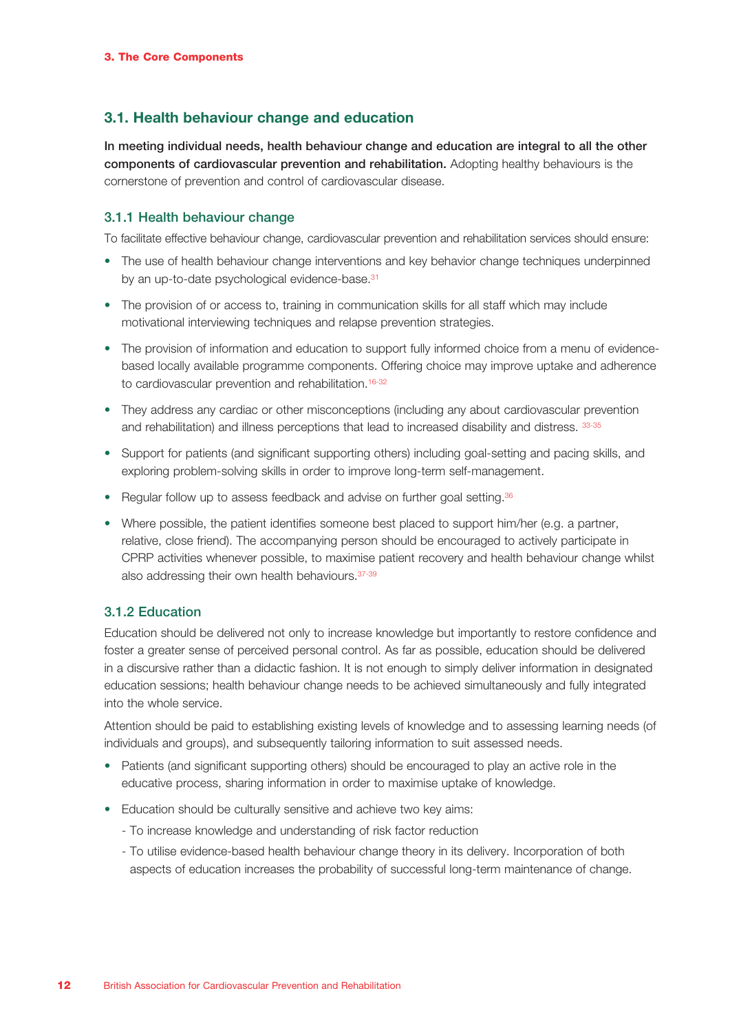## 3.1. Health behaviour change and education

**In meeting individual needs, health behaviour change and education are integral to all the other components of cardiovascular prevention and rehabilitation.** Adopting healthy behaviours is the cornerstone of prevention and control of cardiovascular disease.

### 3.1.1 Health behaviour change

To facilitate effective behaviour change, cardiovascular prevention and rehabilitation services should ensure:

- The use of health behaviour change interventions and key behavior change techniques underpinned by an up-to-date psychological evidence-base.[31]
- The provision of or access to, training in communication skills for all staff which may include motivational interviewing techniques and relapse prevention strategies.
- The provision of information and education to support fully informed choice from a menu of evidence-based locally available programme components. Offering choice may improve uptake and adherence to cardiovascular prevention and rehabilitation.[16-32]
- They address any cardiac or other misconceptions (including any about cardiovascular prevention and rehabilitation) and illness perceptions that lead to increased disability and distress. [33-35]
- Support for patients (and significant supporting others) including goal-setting and pacing skills, and exploring problem-solving skills in order to improve long-term self-management.
- Regular follow up to assess feedback and advise on further goal setting.[36]
- Where possible, the patient identifies someone best placed to support him/her (e.g. a partner, relative, close friend). The accompanying person should be encouraged to actively participate in CPRP activities whenever possible, to maximise patient recovery and health behaviour change whilst also addressing their own health behaviours.[37-39]

### 3.1.2 Education

Education should be delivered not only to increase knowledge but importantly to restore confidence and foster a greater sense of perceived personal control. As far as possible, education should be delivered in a discursive rather than a didactic fashion. It is not enough to simply deliver information in designated education sessions; health behaviour change needs to be achieved simultaneously and fully integrated into the whole service.

Attention should be paid to establishing existing levels of knowledge and to assessing learning needs (of individuals and groups), and subsequently tailoring information to suit assessed needs.

- Patients (and significant supporting others) should be encouraged to play an active role in the educative process, sharing information in order to maximise uptake of knowledge.
- Education should be culturally sensitive and achieve two key aims:
  - To increase knowledge and understanding of risk factor reduction
  - To utilise evidence-based health behaviour change theory in its delivery. Incorporation of both aspects of education increases the probability of successful long-term maintenance of change.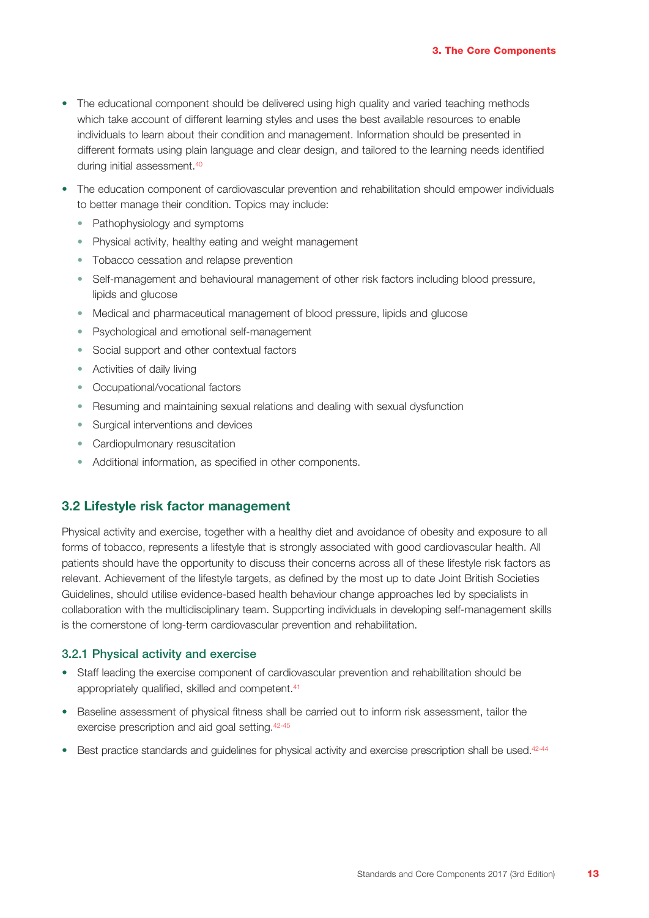- The educational component should be delivered using high quality and varied teaching methods which take account of different learning styles and uses the best available resources to enable individuals to learn about their condition and management. Information should be presented in different formats using plain language and clear design, and tailored to the learning needs identified during initial assessment.[40]
- The education component of cardiovascular prevention and rehabilitation should empower individuals to better manage their condition. Topics may include:
  - Pathophysiology and symptoms
  - Physical activity, healthy eating and weight management
  - Tobacco cessation and relapse prevention
  - Self-management and behavioural management of other risk factors including blood pressure, lipids and glucose
  - Medical and pharmaceutical management of blood pressure, lipids and glucose
  - Psychological and emotional self-management
  - Social support and other contextual factors
  - Activities of daily living
  - Occupational/vocational factors
  - Resuming and maintaining sexual relations and dealing with sexual dysfunction
  - Surgical interventions and devices
  - Cardiopulmonary resuscitation
  - Additional information, as specified in other components.

## 3.2 Lifestyle risk factor management

Physical activity and exercise, together with a healthy diet and avoidance of obesity and exposure to all forms of tobacco, represents a lifestyle that is strongly associated with good cardiovascular health. All patients should have the opportunity to discuss their concerns across all of these lifestyle risk factors as relevant. Achievement of the lifestyle targets, as defined by the most up to date Joint British Societies Guidelines, should utilise evidence-based health behaviour change approaches led by specialists in collaboration with the multidisciplinary team. Supporting individuals in developing self-management skills is the cornerstone of long-term cardiovascular prevention and rehabilitation.

### 3.2.1 Physical activity and exercise

- Staff leading the exercise component of cardiovascular prevention and rehabilitation should be appropriately qualified, skilled and competent.[41]
- Baseline assessment of physical fitness shall be carried out to inform risk assessment, tailor the exercise prescription and aid goal setting.[42-45]
- Best practice standards and guidelines for physical activity and exercise prescription shall be used.[42-44]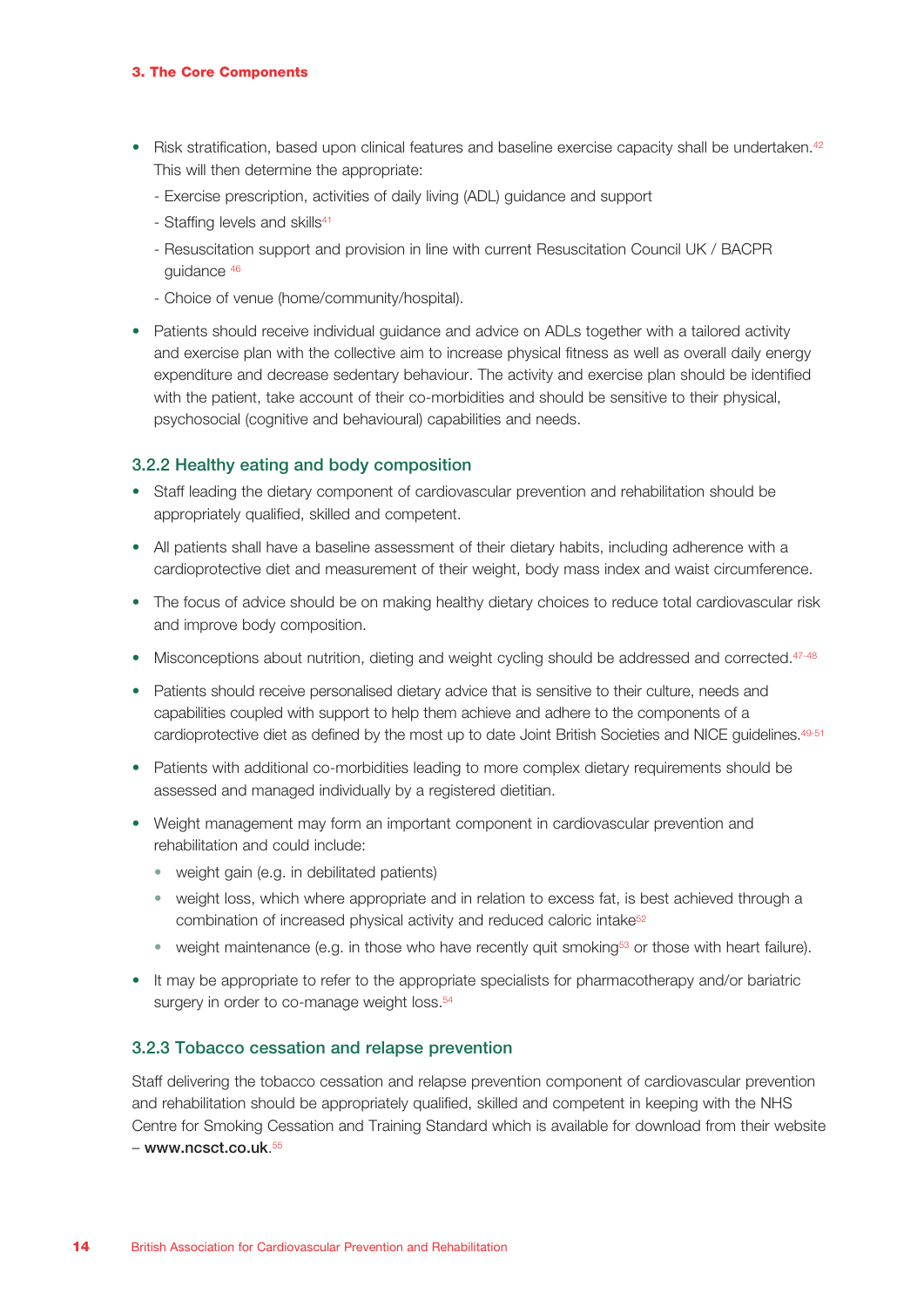- Risk stratification, based upon clinical features and baseline exercise capacity shall be undertaken.[42] This will then determine the appropriate:
  - Exercise prescription, activities of daily living (ADL) guidance and support
  - Staffing levels and skills[41]
  - Resuscitation support and provision in line with current Resuscitation Council UK / BACPR guidance [46]
  - Choice of venue (home/community/hospital).
- Patients should receive individual guidance and advice on ADLs together with a tailored activity and exercise plan with the collective aim to increase physical fitness as well as overall daily energy expenditure and decrease sedentary behaviour. The activity and exercise plan should be identified with the patient, take account of their co-morbidities and should be sensitive to their physical, psychosocial (cognitive and behavioural) capabilities and needs.

### 3.2.2 Healthy eating and body composition

- Staff leading the dietary component of cardiovascular prevention and rehabilitation should be appropriately qualified, skilled and competent.
- All patients shall have a baseline assessment of their dietary habits, including adherence with a cardioprotective diet and measurement of their weight, body mass index and waist circumference.
- The focus of advice should be on making healthy dietary choices to reduce total cardiovascular risk and improve body composition.
- Misconceptions about nutrition, dieting and weight cycling should be addressed and corrected.[47-48]
- Patients should receive personalised dietary advice that is sensitive to their culture, needs and capabilities coupled with support to help them achieve and adhere to the components of a cardioprotective diet as defined by the most up to date Joint British Societies and NICE guidelines.[49-51]
- Patients with additional co-morbidities leading to more complex dietary requirements should be assessed and managed individually by a registered dietitian.
- Weight management may form an important component in cardiovascular prevention and rehabilitation and could include:
  - weight gain (e.g. in debilitated patients)
  - weight loss, which where appropriate and in relation to excess fat, is best achieved through a combination of increased physical activity and reduced caloric intake[52]
  - weight maintenance (e.g. in those who have recently quit smoking[53] or those with heart failure).
- It may be appropriate to refer to the appropriate specialists for pharmacotherapy and/or bariatric surgery in order to co-manage weight loss.[54]

### 3.2.3 Tobacco cessation and relapse prevention

Staff delivering the tobacco cessation and relapse prevention component of cardiovascular prevention and rehabilitation should be appropriately qualified, skilled and competent in keeping with the NHS Centre for Smoking Cessation and Training Standard which is available for download from their website – **www.ncsct.co.uk**.[55]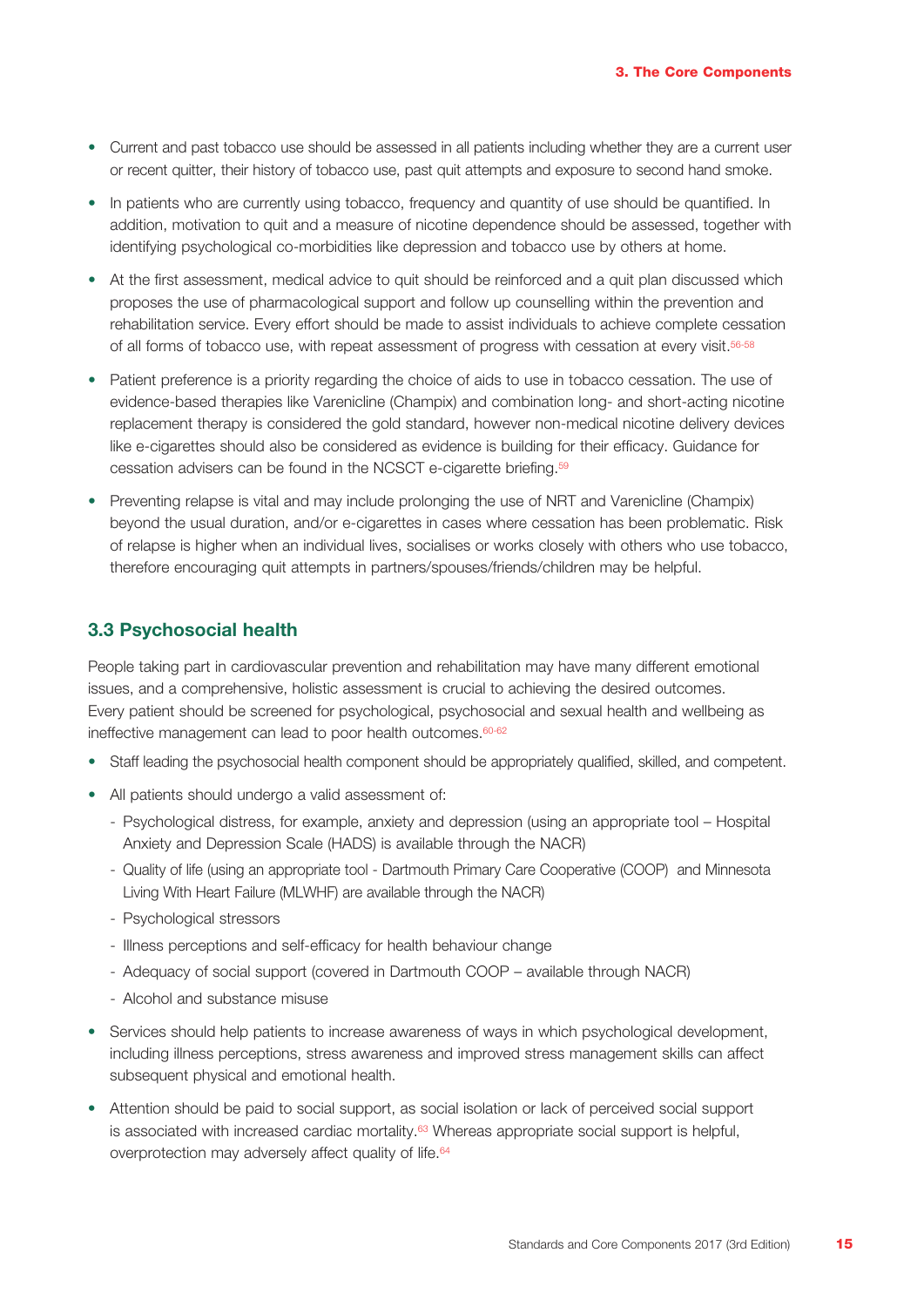- Current and past tobacco use should be assessed in all patients including whether they are a current user or recent quitter, their history of tobacco use, past quit attempts and exposure to second hand smoke.
- In patients who are currently using tobacco, frequency and quantity of use should be quantified. In addition, motivation to quit and a measure of nicotine dependence should be assessed, together with identifying psychological co-morbidities like depression and tobacco use by others at home.
- At the first assessment, medical advice to quit should be reinforced and a quit plan discussed which proposes the use of pharmacological support and follow up counselling within the prevention and rehabilitation service. Every effort should be made to assist individuals to achieve complete cessation of all forms of tobacco use, with repeat assessment of progress with cessation at every visit.[56-58]
- Patient preference is a priority regarding the choice of aids to use in tobacco cessation. The use of evidence-based therapies like Varenicline (Champix) and combination long- and short-acting nicotine replacement therapy is considered the gold standard, however non-medical nicotine delivery devices like e-cigarettes should also be considered as evidence is building for their efficacy. Guidance for cessation advisers can be found in the NCSCT e-cigarette briefing.[59]
- Preventing relapse is vital and may include prolonging the use of NRT and Varenicline (Champix) beyond the usual duration, and/or e-cigarettes in cases where cessation has been problematic. Risk of relapse is higher when an individual lives, socialises or works closely with others who use tobacco, therefore encouraging quit attempts in partners/spouses/friends/children may be helpful.

## 3.3 Psychosocial health

People taking part in cardiovascular prevention and rehabilitation may have many different emotional issues, and a comprehensive, holistic assessment is crucial to achieving the desired outcomes. Every patient should be screened for psychological, psychosocial and sexual health and wellbeing as ineffective management can lead to poor health outcomes.[60-62]

- Staff leading the psychosocial health component should be appropriately qualified, skilled, and competent.
- All patients should undergo a valid assessment of:
  - Psychological distress, for example, anxiety and depression (using an appropriate tool – Hospital Anxiety and Depression Scale (HADS) is available through the NACR)
  - Quality of life (using an appropriate tool - Dartmouth Primary Care Cooperative (COOP) and Minnesota Living With Heart Failure (MLWHF) are available through the NACR)
  - Psychological stressors
  - Illness perceptions and self-efficacy for health behaviour change
  - Adequacy of social support (covered in Dartmouth COOP – available through NACR)
  - Alcohol and substance misuse
- Services should help patients to increase awareness of ways in which psychological development, including illness perceptions, stress awareness and improved stress management skills can affect subsequent physical and emotional health.
- Attention should be paid to social support, as social isolation or lack of perceived social support is associated with increased cardiac mortality.[63] Whereas appropriate social support is helpful, overprotection may adversely affect quality of life.[64]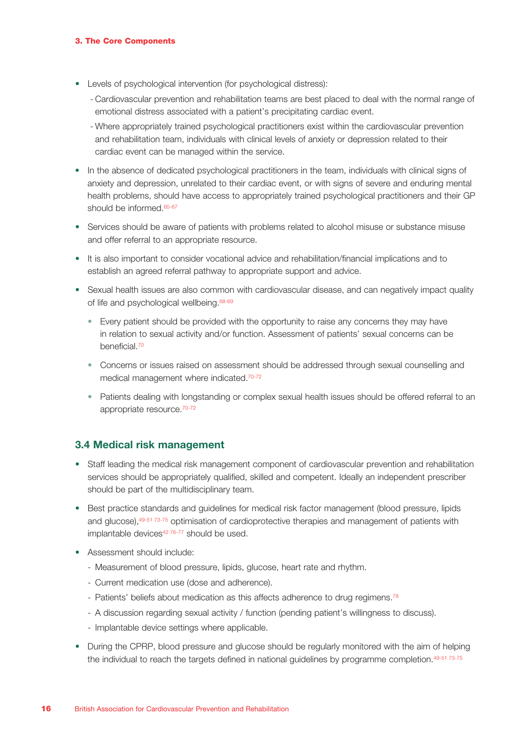- Levels of psychological intervention (for psychological distress):
  - Cardiovascular prevention and rehabilitation teams are best placed to deal with the normal range of emotional distress associated with a patient's precipitating cardiac event.
  - Where appropriately trained psychological practitioners exist within the cardiovascular prevention and rehabilitation team, individuals with clinical levels of anxiety or depression related to their cardiac event can be managed within the service.
- In the absence of dedicated psychological practitioners in the team, individuals with clinical signs of anxiety and depression, unrelated to their cardiac event, or with signs of severe and enduring mental health problems, should have access to appropriately trained psychological practitioners and their GP should be informed.[65-67]
- Services should be aware of patients with problems related to alcohol misuse or substance misuse and offer referral to an appropriate resource.
- It is also important to consider vocational advice and rehabilitation/financial implications and to establish an agreed referral pathway to appropriate support and advice.
- Sexual health issues are also common with cardiovascular disease, and can negatively impact quality of life and psychological wellbeing.[68-69]
  - Every patient should be provided with the opportunity to raise any concerns they may have in relation to sexual activity and/or function. Assessment of patients' sexual concerns can be beneficial.[70]
  - Concerns or issues raised on assessment should be addressed through sexual counselling and medical management where indicated.[70-72]
  - Patients dealing with longstanding or complex sexual health issues should be offered referral to an appropriate resource.[70-72]

## 3.4 Medical risk management

- Staff leading the medical risk management component of cardiovascular prevention and rehabilitation services should be appropriately qualified, skilled and competent. Ideally an independent prescriber should be part of the multidisciplinary team.
- Best practice standards and guidelines for medical risk factor management (blood pressure, lipids and glucose),[49-51 73-75] optimisation of cardioprotective therapies and management of patients with implantable devices[42 76-77] should be used.
- Assessment should include:
  - Measurement of blood pressure, lipids, glucose, heart rate and rhythm.
  - Current medication use (dose and adherence).
  - Patients' beliefs about medication as this affects adherence to drug regimens.[78]
  - A discussion regarding sexual activity / function (pending patient's willingness to discuss).
  - Implantable device settings where applicable.
- During the CPRP, blood pressure and glucose should be regularly monitored with the aim of helping the individual to reach the targets defined in national guidelines by programme completion.[49-51 73-75]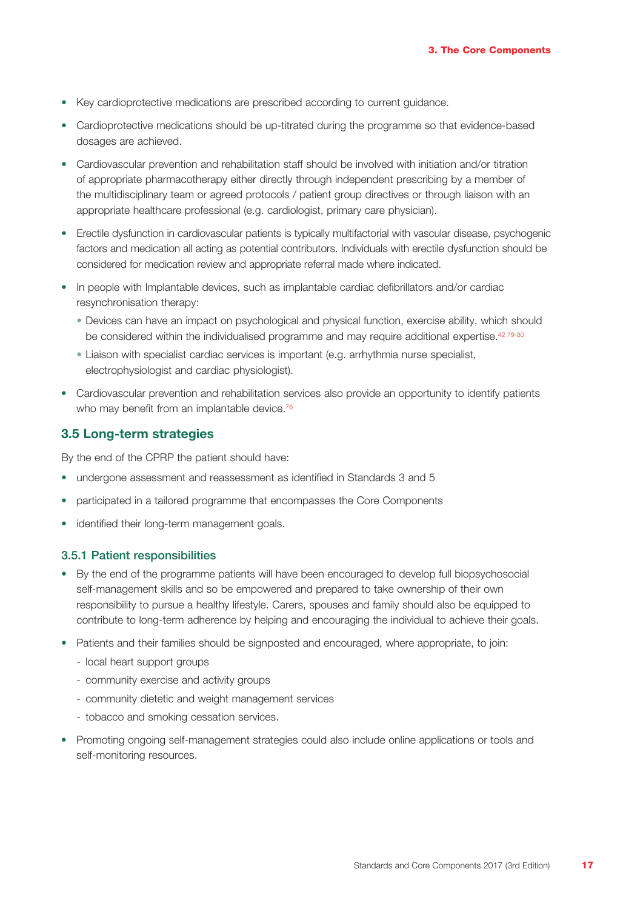- Key cardioprotective medications are prescribed according to current guidance.
- Cardioprotective medications should be up-titrated during the programme so that evidence-based dosages are achieved.
- Cardiovascular prevention and rehabilitation staff should be involved with initiation and/or titration of appropriate pharmacotherapy either directly through independent prescribing by a member of the multidisciplinary team or agreed protocols / patient group directives or through liaison with an appropriate healthcare professional (e.g. cardiologist, primary care physician).
- Erectile dysfunction in cardiovascular patients is typically multifactorial with vascular disease, psychogenic factors and medication all acting as potential contributors. Individuals with erectile dysfunction should be considered for medication review and appropriate referral made where indicated.
- In people with Implantable devices, such as implantable cardiac defibrillators and/or cardiac resynchronisation therapy:
  - Devices can have an impact on psychological and physical function, exercise ability, which should be considered within the individualised programme and may require additional expertise.[42 79-80]
  - Liaison with specialist cardiac services is important (e.g. arrhythmia nurse specialist, electrophysiologist and cardiac physiologist).
- Cardiovascular prevention and rehabilitation services also provide an opportunity to identify patients who may benefit from an implantable device.[76]

## 3.5 Long-term strategies

By the end of the CPRP the patient should have:

- undergone assessment and reassessment as identified in Standards 3 and 5
- participated in a tailored programme that encompasses the Core Components
- identified their long-term management goals.

### 3.5.1 Patient responsibilities

- By the end of the programme patients will have been encouraged to develop full biopsychosocial self-management skills and so be empowered and prepared to take ownership of their own responsibility to pursue a healthy lifestyle. Carers, spouses and family should also be equipped to contribute to long-term adherence by helping and encouraging the individual to achieve their goals.
- Patients and their families should be signposted and encouraged, where appropriate, to join:
  - local heart support groups
  - community exercise and activity groups
  - community dietetic and weight management services
  - tobacco and smoking cessation services.
- Promoting ongoing self-management strategies could also include online applications or tools and self-monitoring resources.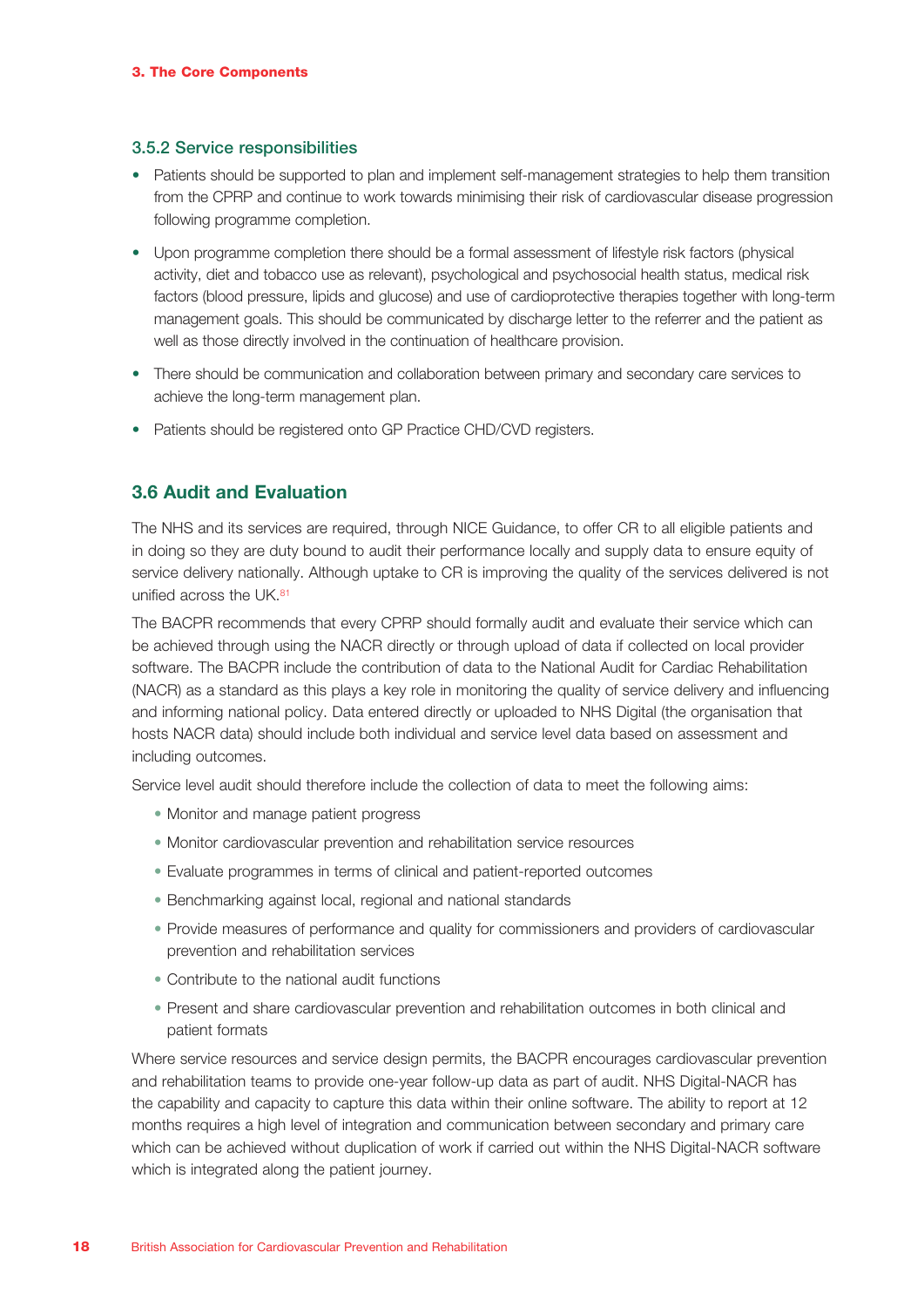### 3.5.2 Service responsibilities

- Patients should be supported to plan and implement self-management strategies to help them transition from the CPRP and continue to work towards minimising their risk of cardiovascular disease progression following programme completion.
- Upon programme completion there should be a formal assessment of lifestyle risk factors (physical activity, diet and tobacco use as relevant), psychological and psychosocial health status, medical risk factors (blood pressure, lipids and glucose) and use of cardioprotective therapies together with long-term management goals. This should be communicated by discharge letter to the referrer and the patient as well as those directly involved in the continuation of healthcare provision.
- There should be communication and collaboration between primary and secondary care services to achieve the long-term management plan.
- Patients should be registered onto GP Practice CHD/CVD registers.

## 3.6 Audit and Evaluation

The NHS and its services are required, through NICE Guidance, to offer CR to all eligible patients and in doing so they are duty bound to audit their performance locally and supply data to ensure equity of service delivery nationally. Although uptake to CR is improving the quality of the services delivered is not unified across the UK.[81]

The BACPR recommends that every CPRP should formally audit and evaluate their service which can be achieved through using the NACR directly or through upload of data if collected on local provider software. The BACPR include the contribution of data to the National Audit for Cardiac Rehabilitation (NACR) as a standard as this plays a key role in monitoring the quality of service delivery and influencing and informing national policy. Data entered directly or uploaded to NHS Digital (the organisation that hosts NACR data) should include both individual or service level data based on assessment and including outcomes.

Service level audit should therefore include the collection of data to meet the following aims:

- Monitor and manage patient progress
- Monitor cardiovascular prevention and rehabilitation service resources
- Evaluate programmes in terms of clinical and patient-reported outcomes
- Benchmarking against local, regional and national standards
- Provide measures of performance and quality for commissioners and providers of cardiovascular prevention and rehabilitation services
- Contribute to the national audit functions
- Present and share cardiovascular prevention and rehabilitation outcomes in both clinical and patient formats

Where service resources and service design permits, the BACPR encourages cardiovascular prevention and rehabilitation teams to provide one-year follow-up data as part of audit. NHS Digital-NACR has the capability and capacity to capture this data within their online software. The ability to report at 12 months requires a high level of integration and communication between secondary and primary care which can be achieved without duplication of work if carried out within the NHS Digital-NACR software which is integrated along the patient journey.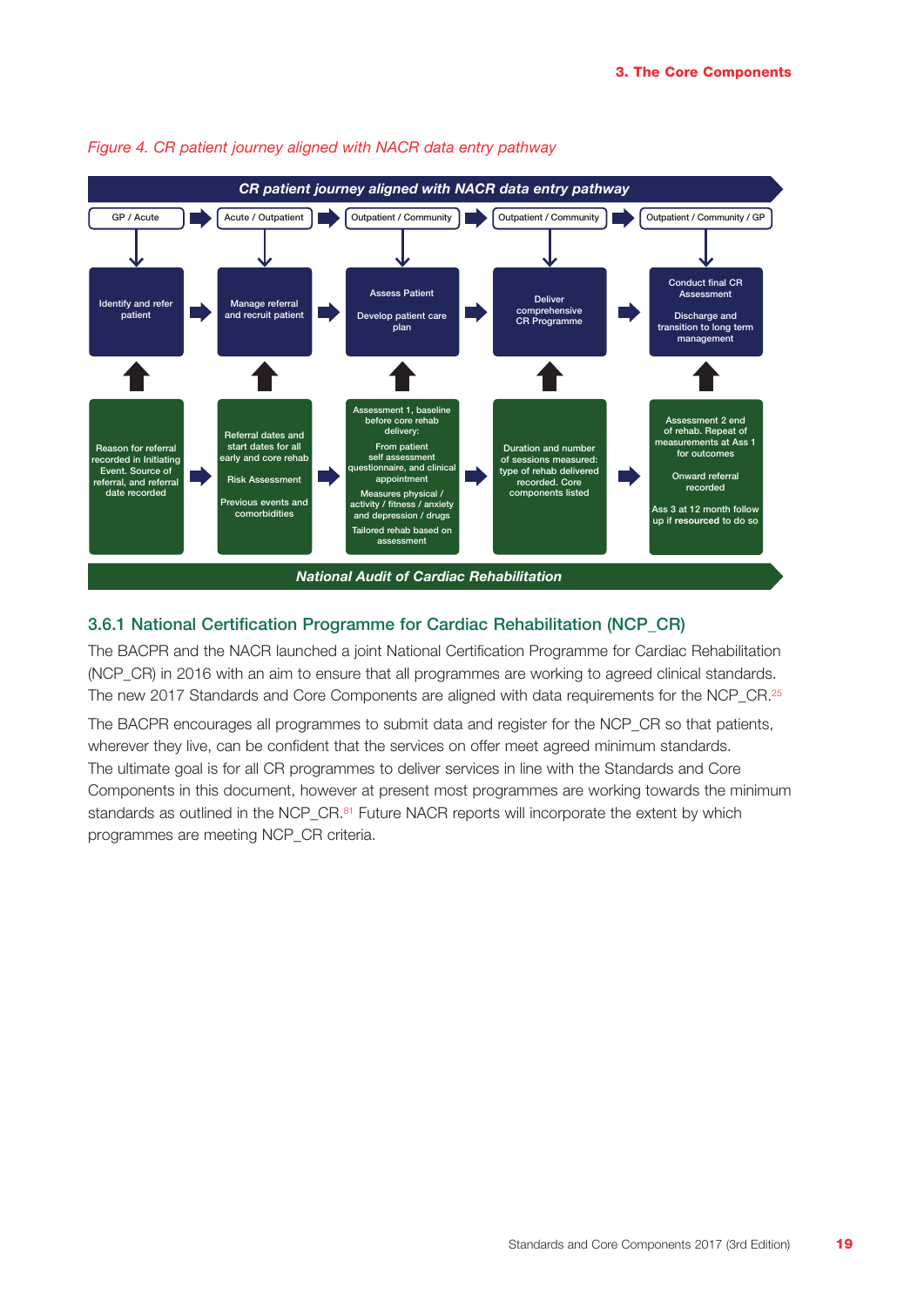*Figure 4. CR patient journey aligned with NACR data entry pathway*

**CR patient journey aligned with NACR data entry pathway**

| GP / Acute | Acute / Outpatient | Outpatient / Community | Outpatient / Community | Outpatient / Community / GP |
|---|---|---|---|---|
| Identify and refer patient | Manage referral and recruit patient | Assess Patient<br>Develop patient care plan | Deliver comprehensive CR Programme | Conduct final CR Assessment<br>Discharge and transition to long term management |
| Reason for referral recorded in Initiating Event. Source of referral, and referral date recorded | Referral dates and start dates for all early and core rehab<br>Risk Assessment<br>Previous events and comorbidities | Assessment 1, baseline before core rehab delivery:<br>From patient self assessment questionnaire, and clinical appointment<br>Measures physical / activity / fitness / anxiety and depression / drugs<br>Tailored rehab based on assessment | Duration and number of sessions measured: type of rehab delivered recorded. Core components listed | Assessment 2 end of rehab. Repeat of measurements at Ass 1 for outcomes<br>Onward referral recorded<br>Ass 3 at 12 month follow up if **resourced** to do so |

**National Audit of Cardiac Rehabilitation**

### 3.6.1 National Certification Programme for Cardiac Rehabilitation (NCP_CR)

The BACPR and the NACR launched a joint National Certification Programme for Cardiac Rehabilitation (NCP_CR) in 2016 with an aim to ensure that all programmes are working to agreed clinical standards. The new 2017 Standards and Core Components are aligned with data requirements for the NCP_CR.[25]

The BACPR encourages all programmes to submit data and register for the NCP_CR so that patients, wherever they live, can be confident that the services on offer meet agreed minimum standards. The ultimate goal is for all CR programmes to deliver services in line with the Standards and Core Components in this document, however at present most programmes are working towards the minimum standards as outlined in the NCP_CR.[81] Future NACR reports will incorporate the extent by which programmes are meeting NCP_CR criteria.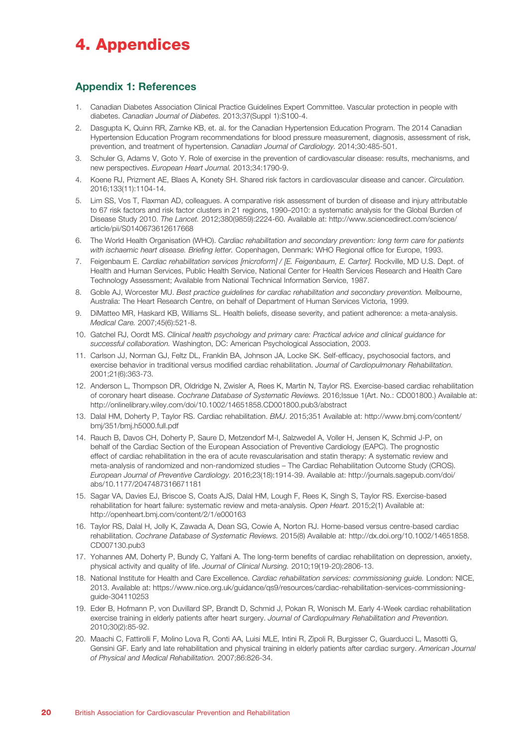# 4. Appendices

## Appendix 1: References

1. Canadian Diabetes Association Clinical Practice Guidelines Expert Committee. Vascular protection in people with diabetes. *Canadian Journal of Diabetes.* 2013;37(Suppl 1):S100-4.
2. Dasgupta K, Quinn RR, Zarnke KB, et. al. for the Canadian Hypertension Education Program. The 2014 Canadian Hypertension Education Program recommendations for blood pressure measurement, diagnosis, assessment of risk, prevention, and treatment of hypertension. *Canadian Journal of Cardiology.* 2014;30:485-501.
3. Schuler G, Adams V, Goto Y. Role of exercise in the prevention of cardiovascular disease: results, mechanisms, and new perspectives. *European Heart Journal.* 2013;34:1790-9.
4. Koene RJ, Prizment AE, Blaes A, Konety SH. Shared risk factors in cardiovascular disease and cancer. *Circulation.* 2016;133(11):1104-14.
5. Lim SS, Vos T, Flaxman AD, colleagues. A comparative risk assessment of burden of disease and injury attributable to 67 risk factors and risk factor clusters in 21 regions, 1990–2010: a systematic analysis for the Global Burden of Disease Study 2010. *The Lancet.* 2012;380(9859):2224-60. Available at: http://www.sciencedirect.com/science/article/pii/S0140673612617668
6. The World Health Organisation (WHO). *Cardiac rehabilitation and secondary prevention: long term care for patients with ischaemic heart disease. Briefing letter.* Copenhagen, Denmark: WHO Regional office for Europe, 1993.
7. Feigenbaum E. *Cardiac rehabilitation services [microform] / [E. Feigenbaum, E. Carter].* Rockville, MD U.S. Dept. of Health and Human Services, Public Health Service, National Center for Health Services Research and Health Care Technology Assessment; Available from National Technical Information Service, 1987.
8. Goble AJ, Worcester MU. *Best practice guidelines for cardiac rehabilitation and secondary prevention.* Melbourne, Australia: The Heart Research Centre, on behalf of Department of Human Services Victoria, 1999.
9. DiMatteo MR, Haskard KB, Williams SL. Health beliefs, disease severity, and patient adherence: a meta-analysis. *Medical Care.* 2007;45(6):521-8.
10. Gatchel RJ, Oordt MS. *Clinical health psychology and primary care: Practical advice and clinical guidance for successful collaboration.* Washington, DC: American Psychological Association, 2003.
11. Carlson JJ, Norman GJ, Feltz DL, Franklin BA, Johnson JA, Locke SK. Self-efficacy, psychosocial factors, and exercise behavior in traditional versus modified cardiac rehabilitation. *Journal of Cardiopulmonary Rehabilitation.* 2001;21(6):363-73.
12. Anderson L, Thompson DR, Oldridge N, Zwisler A, Rees K, Martin N, Taylor RS. Exercise-based cardiac rehabilitation of coronary heart disease. *Cochrane Database of Systematic Reviews.* 2016;Issue 1(Art. No.: CD001800.) Available at: http://onlinelibrary.wiley.com/doi/10.1002/14651858.CD001800.pub3/abstract
13. Dalal HM, Doherty P, Taylor RS. Cardiac rehabilitation. *BMJ.* 2015;351 Available at: http://www.bmj.com/content/bmj/351/bmj.h5000.full.pdf
14. Rauch B, Davos CH, Doherty P, Saure D, Metzendorf M-I, Salzwedel A, Voller H, Jensen K, Schmid J-P, on behalf of the Cardiac Section of the European Association of Preventive Cardiology (EAPC). The prognostic effect of cardiac rehabilitation in the era of acute revascularisation and statin therapy: A systematic review and meta-analysis of randomized and non-randomized studies – The Cardiac Rehabilitation Outcome Study (CROS). *European Journal of Preventive Cardiology.* 2016;23(18):1914-39. Available at: http://journals.sagepub.com/doi/abs/10.1177/2047487316671181
15. Sagar VA, Davies EJ, Briscoe S, Coats AJS, Dalal HM, Lough F, Rees K, Singh S, Taylor RS. Exercise-based rehabilitation for heart failure: systematic review and meta-analysis. *Open Heart.* 2015;2(1) Available at: http://openheart.bmj.com/content/2/1/e000163
16. Taylor RS, Dalal H, Jolly K, Zawada A, Dean SG, Cowie A, Norton RJ. Home-based versus centre-based cardiac rehabilitation. *Cochrane Database of Systematic Reviews.* 2015(8) Available at: http://dx.doi.org/10.1002/14651858.CD007130.pub3
17. Yohannes AM, Doherty P, Bundy C, Yalfani A. The long-term benefits of cardiac rehabilitation on depression, anxiety, physical activity and quality of life. *Journal of Clinical Nursing.* 2010;19(19-20):2806-13.
18. National Institute for Health and Care Excellence. *Cardiac rehabilitation services: commissioning guide.* London: NICE, 2013. Available at: https://www.nice.org.uk/guidance/qs9/resources/cardiac-rehabilitation-services-commissioning-guide-304110253
19. Eder B, Hofmann P, von Duvillard SP, Brandt D, Schmid J, Pokan R, Wonisch M. Early 4-Week cardiac rehabilitation exercise training in elderly patients after heart surgery. *Journal of Cardiopulmary Rehabilitation and Prevention.* 2010;30(2):85-92.
20. Maachi C, Fattirolli F, Molino Lova R, Conti AA, Luisi MLE, Intini R, Zipoli R, Burgisser C, Guarducci L, Masotti G, Gensini GF. Early and late rehabilitation and physical training in elderly patients after cardiac surgery. *American Journal of Physical and Medical Rehabilitation.* 2007;86:826-34.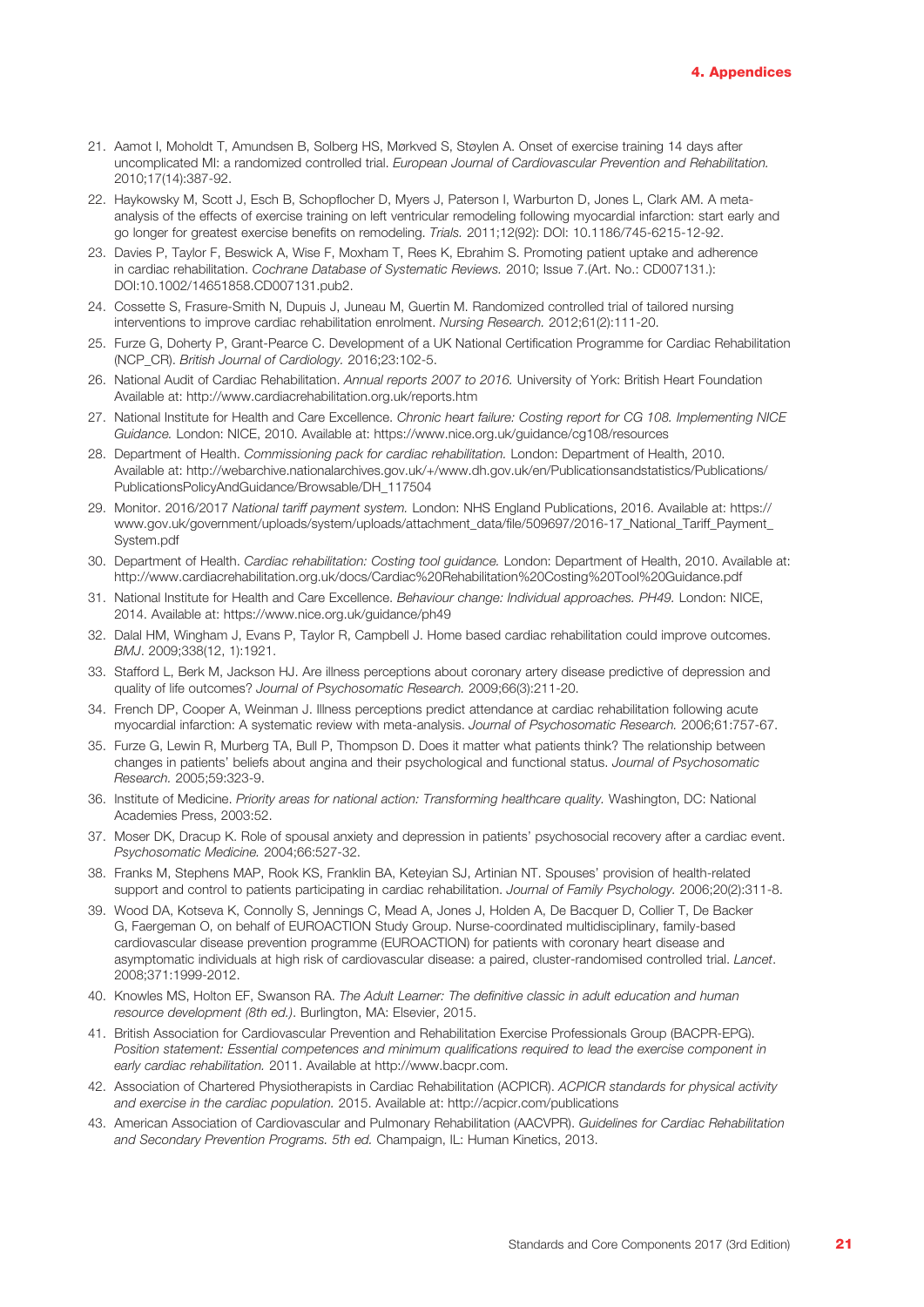21. Aamot I, Moholdt T, Amundsen B, Solberg HS, Mørkved S, Støylen A. Onset of exercise training 14 days after uncomplicated MI: a randomized controlled trial. *European Journal of Cardiovascular Prevention and Rehabilitation.* 2010;17(14):387-92.
22. Haykowsky M, Scott J, Esch B, Schopflocher D, Myers J, Paterson I, Warburton D, Jones L, Clark AM. A meta-analysis of the effects of exercise training on left ventricular remodeling following myocardial infarction: start early and go longer for greatest exercise benefits on remodeling. *Trials.* 2011;12(92): DOI: 10.1186/745-6215-12-92.
23. Davies P, Taylor F, Beswick A, Wise F, Moxham T, Rees K, Ebrahim S. Promoting patient uptake and adherence in cardiac rehabilitation. *Cochrane Database of Systematic Reviews.* 2010; Issue 7.(Art. No.: CD007131.): DOI:10.1002/14651858.CD007131.pub2.
24. Cossette S, Frasure-Smith N, Dupuis J, Juneau M, Guertin M. Randomized controlled trial of tailored nursing interventions to improve cardiac rehabilitation enrolment. *Nursing Research.* 2012;61(2):111-20.
25. Furze G, Doherty P, Grant-Pearce C. Development of a UK National Certification Programme for Cardiac Rehabilitation (NCP_CR). *British Journal of Cardiology.* 2016;23:102-5.
26. National Audit of Cardiac Rehabilitation. *Annual reports 2007 to 2016.* University of York: British Heart Foundation Available at: http://www.cardiacrehabilitation.org.uk/reports.htm
27. National Institute for Health and Care Excellence. *Chronic heart failure: Costing report for CG 108. Implementing NICE Guidance.* London: NICE, 2010. Available at: https://www.nice.org.uk/guidance/cg108/resources
28. Department of Health. *Commissioning pack for cardiac rehabilitation.* London: Department of Health, 2010. Available at: http://webarchive.nationalarchives.gov.uk/+/www.dh.gov.uk/en/Publicationsandstatistics/Publications/PublicationsPolicyAndGuidance/Browsable/DH_117504
29. Monitor. 2016/2017 *National tariff payment system.* London: NHS England Publications, 2016. Available at: https://www.gov.uk/government/uploads/system/uploads/attachment_data/file/509697/2016-17_National_Tariff_Payment_System.pdf
30. Department of Health. *Cardiac rehabilitation: Costing tool guidance.* London: Department of Health, 2010. Available at: http://www.cardiacrehabilitation.org.uk/docs/Cardiac%20Rehabilitation%20Costing%20Tool%20Guidance.pdf
31. National Institute for Health and Care Excellence. *Behaviour change: Individual approaches. PH49.* London: NICE, 2014. Available at: https://www.nice.org.uk/guidance/ph49
32. Dalal HM, Wingham J, Evans P, Taylor R, Campbell J. Home based cardiac rehabilitation could improve outcomes. *BMJ*. 2009;338(12, 1):1921.
33. Stafford L, Berk M, Jackson HJ. Are illness perceptions about coronary artery disease predictive of depression and quality of life outcomes? *Journal of Psychosomatic Research.* 2009;66(3):211-20.
34. French DP, Cooper A, Weinman J. Illness perceptions predict attendance at cardiac rehabilitation following acute myocardial infarction: A systematic review with meta-analysis. *Journal of Psychosomatic Research.* 2006;61:757-67.
35. Furze G, Lewin R, Murberg TA, Bull P, Thompson D. Does it matter what patients think? The relationship between changes in patients' beliefs about angina and their psychological and functional status. *Journal of Psychosomatic Research.* 2005;59:323-9.
36. Institute of Medicine. *Priority areas for national action: Transforming healthcare quality.* Washington, DC: National Academies Press, 2003:52.
37. Moser DK, Dracup K. Role of spousal anxiety and depression in patients' psychosocial recovery after a cardiac event. *Psychosomatic Medicine.* 2004;66:527-32.
38. Franks M, Stephens MAP, Rook KS, Franklin BA, Keteyian SJ, Artinian NT. Spouses' provision of health-related support and control to patients participating in cardiac rehabilitation. *Journal of Family Psychology.* 2006;20(2):311-8.
39. Wood DA, Kotseva K, Connolly S, Jennings C, Mead A, Jones J, Holden A, De Bacquer D, Collier T, De Backer G, Faergeman O, on behalf of EUROACTION Study Group. Nurse-coordinated multidisciplinary, family-based cardiovascular disease prevention programme (EUROACTION) for patients with coronary heart disease and asymptomatic individuals at high risk of cardiovascular disease: a paired, cluster-randomised controlled trial. *Lancet*. 2008;371:1999-2012.
40. Knowles MS, Holton EF, Swanson RA. *The Adult Learner: The definitive classic in adult education and human resource development (8th ed.).* Burlington, MA: Elsevier, 2015.
41. British Association for Cardiovascular Prevention and Rehabilitation Exercise Professionals Group (BACPR-EPG). *Position statement: Essential competences and minimum qualifications required to lead the exercise component in early cardiac rehabilitation.* 2011. Available at http://www.bacpr.com.
42. Association of Chartered Physiotherapists in Cardiac Rehabilitation (ACPICR). *ACPICR standards for physical activity and exercise in the cardiac population.* 2015. Available at: http://acpicr.com/publications
43. American Association of Cardiovascular and Pulmonary Rehabilitation (AACVPR). *Guidelines for Cardiac Rehabilitation and Secondary Prevention Programs. 5th ed.* Champaign, IL: Human Kinetics, 2013.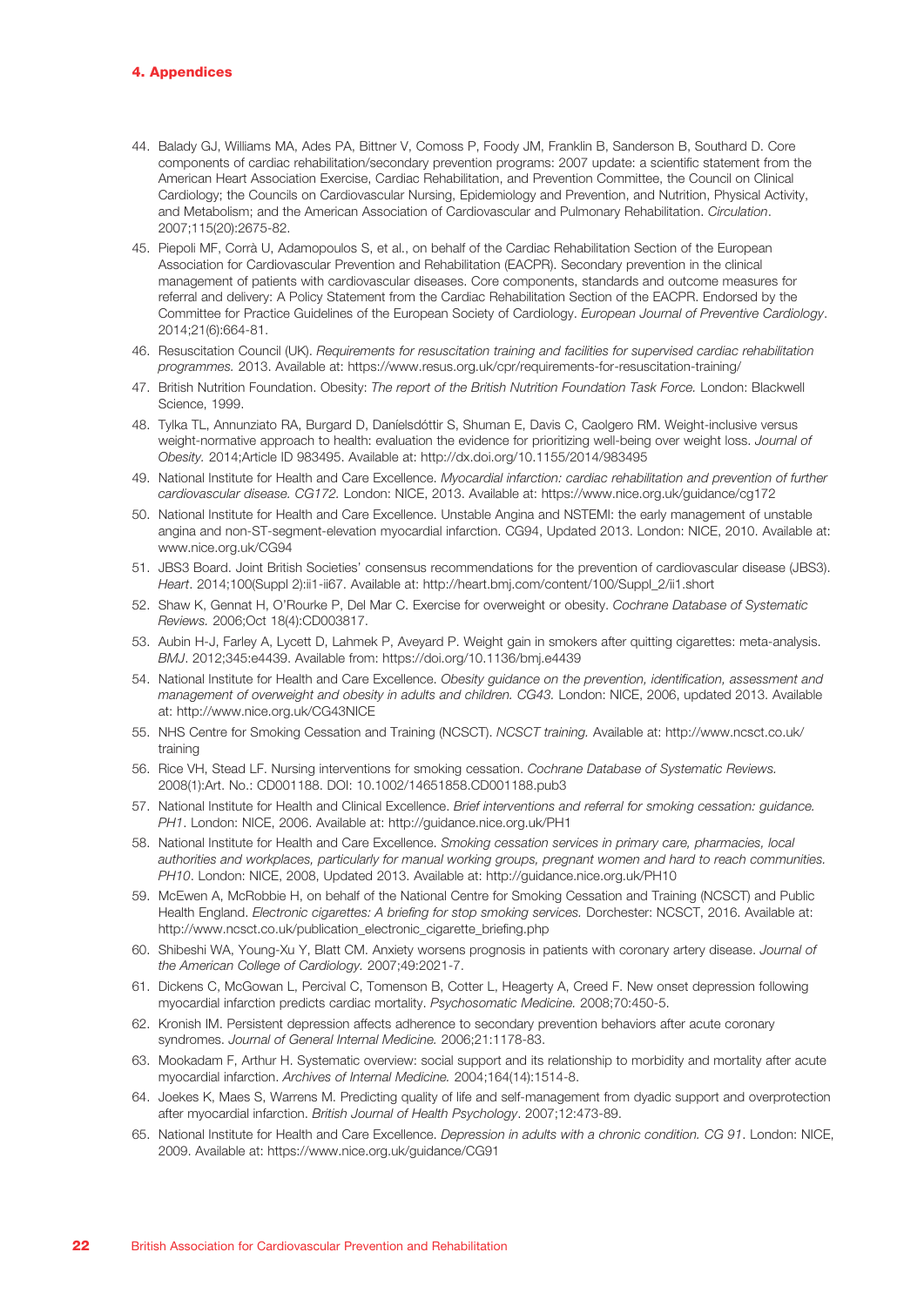## 4. Appendices

44. Balady GJ, Williams MA, Ades PA, Bittner V, Comoss P, Foody JM, Franklin B, Sanderson B, Southard D. Core components of cardiac rehabilitation/secondary prevention programs: 2007 update: a scientific statement from the American Heart Association Exercise, Cardiac Rehabilitation, and Prevention Committee, the Council on Clinical Cardiology; the Councils on Cardiovascular Nursing, Epidemiology and Prevention, and Nutrition, Physical Activity, and Metabolism; and the American Association of Cardiovascular and Pulmonary Rehabilitation. *Circulation*. 2007;115(20):2675-82.
45. Piepoli MF, Corrà U, Adamopoulos S, et al., on behalf of the Cardiac Rehabilitation Section of the European Association for Cardiovascular Prevention and Rehabilitation (EACPR). Secondary prevention in the clinical management of patients with cardiovascular diseases. Core components, standards and outcome measures for referral and delivery: A Policy Statement from the Cardiac Rehabilitation Section of the EACPR. Endorsed by the Committee for Practice Guidelines of the European Society of Cardiology. *European Journal of Preventive Cardiology*. 2014;21(6):664-81.
46. Resuscitation Council (UK). *Requirements for resuscitation training and facilities for supervised cardiac rehabilitation programmes.* 2013. Available at: https://www.resus.org.uk/cpr/requirements-for-resuscitation-training/
47. British Nutrition Foundation. Obesity: *The report of the British Nutrition Foundation Task Force.* London: Blackwell Science, 1999.
48. Tylka TL, Annunziato RA, Burgard D, Daníelsdóttir S, Shuman E, Davis C, Caolgero RM. Weight-inclusive versus weight-normative approach to health: evaluation the evidence for prioritizing well-being over weight loss. *Journal of Obesity.* 2014;Article ID 983495. Available at: http://dx.doi.org/10.1155/2014/983495
49. National Institute for Health and Care Excellence. *Myocardial infarction: cardiac rehabilitation and prevention of further cardiovascular disease. CG172.* London: NICE, 2013. Available at: https://www.nice.org.uk/guidance/cg172
50. National Institute for Health and Care Excellence. Unstable Angina and NSTEMI: the early management of unstable angina and non-ST-segment-elevation myocardial infarction. CG94, Updated 2013. London: NICE, 2010. Available at: www.nice.org.uk/CG94
51. JBS3 Board. Joint British Societies' consensus recommendations for the prevention of cardiovascular disease (JBS3). *Heart*. 2014;100(Suppl 2):ii1-ii67. Available at: http://heart.bmj.com/content/100/Suppl_2/ii1.short
52. Shaw K, Gennat H, O'Rourke P, Del Mar C. Exercise for overweight or obesity. *Cochrane Database of Systematic Reviews.* 2006;Oct 18(4):CD003817.
53. Aubin H-J, Farley A, Lycett D, Lahmek P, Aveyard P. Weight gain in smokers after quitting cigarettes: meta-analysis. *BMJ*. 2012;345:e4439. Available from: https://doi.org/10.1136/bmj.e4439
54. National Institute for Health and Care Excellence. *Obesity guidance on the prevention, identification, assessment and management of overweight and obesity in adults and children. CG43.* London: NICE, 2006, updated 2013. Available at: http://www.nice.org.uk/CG43NICE
55. NHS Centre for Smoking Cessation and Training (NCSCT). *NCSCT training.* Available at: http://www.ncsct.co.uk/training
56. Rice VH, Stead LF. Nursing interventions for smoking cessation. *Cochrane Database of Systematic Reviews.* 2008(1):Art. No.: CD001188. DOI: 10.1002/14651858.CD001188.pub3
57. National Institute for Health and Clinical Excellence. *Brief interventions and referral for smoking cessation: guidance. PH1*. London: NICE, 2006. Available at: http://guidance.nice.org.uk/PH1
58. National Institute for Health and Care Excellence. *Smoking cessation services in primary care, pharmacies, local authorities and workplaces, particularly for manual working groups, pregnant women and hard to reach communities. PH10*. London: NICE, 2008, Updated 2013. Available at: http://guidance.nice.org.uk/PH10
59. McEwen A, McRobbie H, on behalf of the National Centre for Smoking Cessation and Training (NCSCT) and Public Health England. *Electronic cigarettes: A briefing for stop smoking services.* Dorchester: NCSCT, 2016. Available at: http://www.ncsct.co.uk/publication_electronic_cigarette_briefing.php
60. Shibeshi WA, Young-Xu Y, Blatt CM. Anxiety worsens prognosis in patients with coronary artery disease. *Journal of the American College of Cardiology.* 2007;49:2021-7.
61. Dickens C, McGowan L, Percival C, Tomenson B, Cotter L, Heagerty A, Creed F. New onset depression following myocardial infarction predicts cardiac mortality. *Psychosomatic Medicine.* 2008;70:450-5.
62. Kronish IM. Persistent depression affects adherence to secondary prevention behaviors after acute coronary syndromes. *Journal of General Internal Medicine.* 2006;21:1178-83.
63. Mookadam F, Arthur H. Systematic overview: social support and its relationship to morbidity and mortality after acute myocardial infarction. *Archives of Internal Medicine.* 2004;164(14):1514-8.
64. Joekes K, Maes S, Warrens M. Predicting quality of life and self-management from dyadic support and overprotection after myocardial infarction. *British Journal of Health Psychology*. 2007;12:473-89.
65. National Institute for Health and Care Excellence. *Depression in adults with a chronic condition. CG 91*. London: NICE, 2009. Available at: https://www.nice.org.uk/guidance/CG91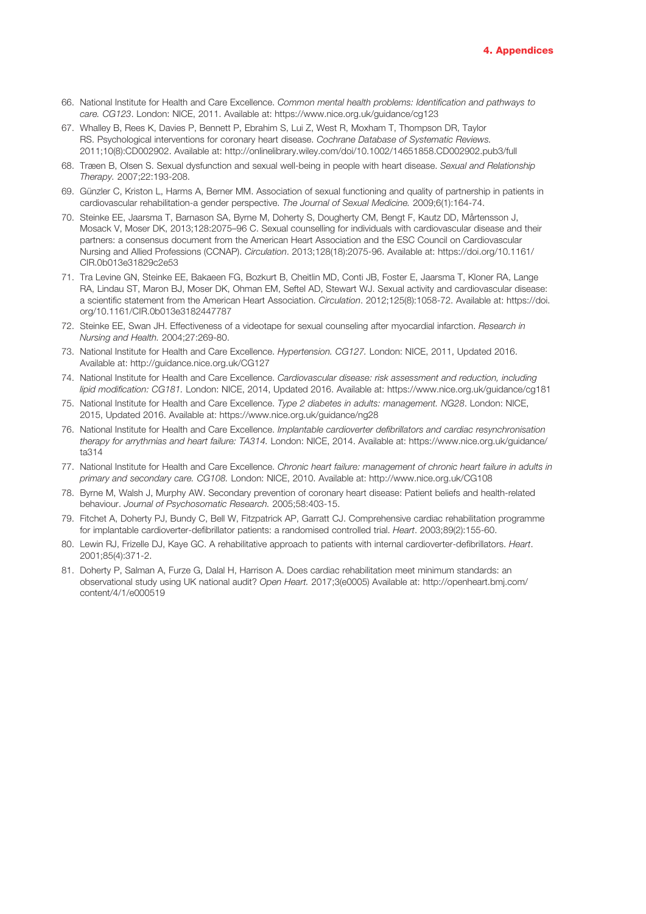66. National Institute for Health and Care Excellence. *Common mental health problems: Identification and pathways to care. CG123*. London: NICE, 2011. Available at: https://www.nice.org.uk/guidance/cg123
67. Whalley B, Rees K, Davies P, Bennett P, Ebrahim S, Lui Z, West R, Moxham T, Thompson DR, Taylor RS. Psychological interventions for coronary heart disease. *Cochrane Database of Systematic Reviews.* 2011;10(8):CD002902. Available at: http://onlinelibrary.wiley.com/doi/10.1002/14651858.CD002902.pub3/full
68. Træen B, Olsen S. Sexual dysfunction and sexual well-being in people with heart disease. *Sexual and Relationship Therapy.* 2007;22:193-208.
69. Günzler C, Kriston L, Harms A, Berner MM. Association of sexual functioning and quality of partnership in patients in cardiovascular rehabilitation-a gender perspective. *The Journal of Sexual Medicine.* 2009;6(1):164-74.
70. Steinke EE, Jaarsma T, Barnason SA, Byrne M, Doherty S, Dougherty CM, Bengt F, Kautz DD, Mårtensson J, Mosack V, Moser DK, 2013;128:2075–96 C. Sexual counselling for individuals with cardiovascular disease and their partners: a consensus document from the American Heart Association and the ESC Council on Cardiovascular Nursing and Allied Professions (CCNAP). *Circulation*. 2013;128(18):2075-96. Available at: https://doi.org/10.1161/CIR.0b013e31829c2e53
71. Tra Levine GN, Steinke EE, Bakaeen FG, Bozkurt B, Cheitlin MD, Conti JB, Foster E, Jaarsma T, Kloner RA, Lange RA, Lindau ST, Maron BJ, Moser DK, Ohman EM, Seftel AD, Stewart WJ. Sexual activity and cardiovascular disease: a scientific statement from the American Heart Association. *Circulation*. 2012;125(8):1058-72. Available at: https://doi.org/10.1161/CIR.0b013e3182447787
72. Steinke EE, Swan JH. Effectiveness of a videotape for sexual counseling after myocardial infarction. *Research in Nursing and Health.* 2004;27:269-80.
73. National Institute for Health and Care Excellence. *Hypertension. CG127.* London: NICE, 2011, Updated 2016. Available at: http://guidance.nice.org.uk/CG127
74. National Institute for Health and Care Excellence. *Cardiovascular disease: risk assessment and reduction, including lipid modification: CG181.* London: NICE, 2014, Updated 2016. Available at: https://www.nice.org.uk/guidance/cg181
75. National Institute for Health and Care Excellence. *Type 2 diabetes in adults: management. NG28*. London: NICE, 2015, Updated 2016. Available at: https://www.nice.org.uk/guidance/ng28
76. National Institute for Health and Care Excellence. *Implantable cardioverter defibrillators and cardiac resynchronisation therapy for arrythmias and heart failure: TA314.* London: NICE, 2014. Available at: https://www.nice.org.uk/guidance/ta314
77. National Institute for Health and Care Excellence. *Chronic heart failure: management of chronic heart failure in adults in primary and secondary care. CG108.* London: NICE, 2010. Available at: http://www.nice.org.uk/CG108
78. Byrne M, Walsh J, Murphy AW. Secondary prevention of coronary heart disease: Patient beliefs and health-related behaviour. *Journal of Psychosomatic Research.* 2005;58:403-15.
79. Fitchet A, Doherty PJ, Bundy C, Bell W, Fitzpatrick AP, Garratt CJ. Comprehensive cardiac rehabilitation programme for implantable cardioverter-defibrillator patients: a randomised controlled trial. *Heart*. 2003;89(2):155-60.
80. Lewin RJ, Frizelle DJ, Kaye GC. A rehabilitative approach to patients with internal cardioverter-defibrillators. *Heart*. 2001;85(4):371-2.
81. Doherty P, Salman A, Furze G, Dalal H, Harrison A. Does cardiac rehabilitation meet minimum standards: an observational study using UK national audit? *Open Heart.* 2017;3(e0005) Available at: http://openheart.bmj.com/content/4/1/e000519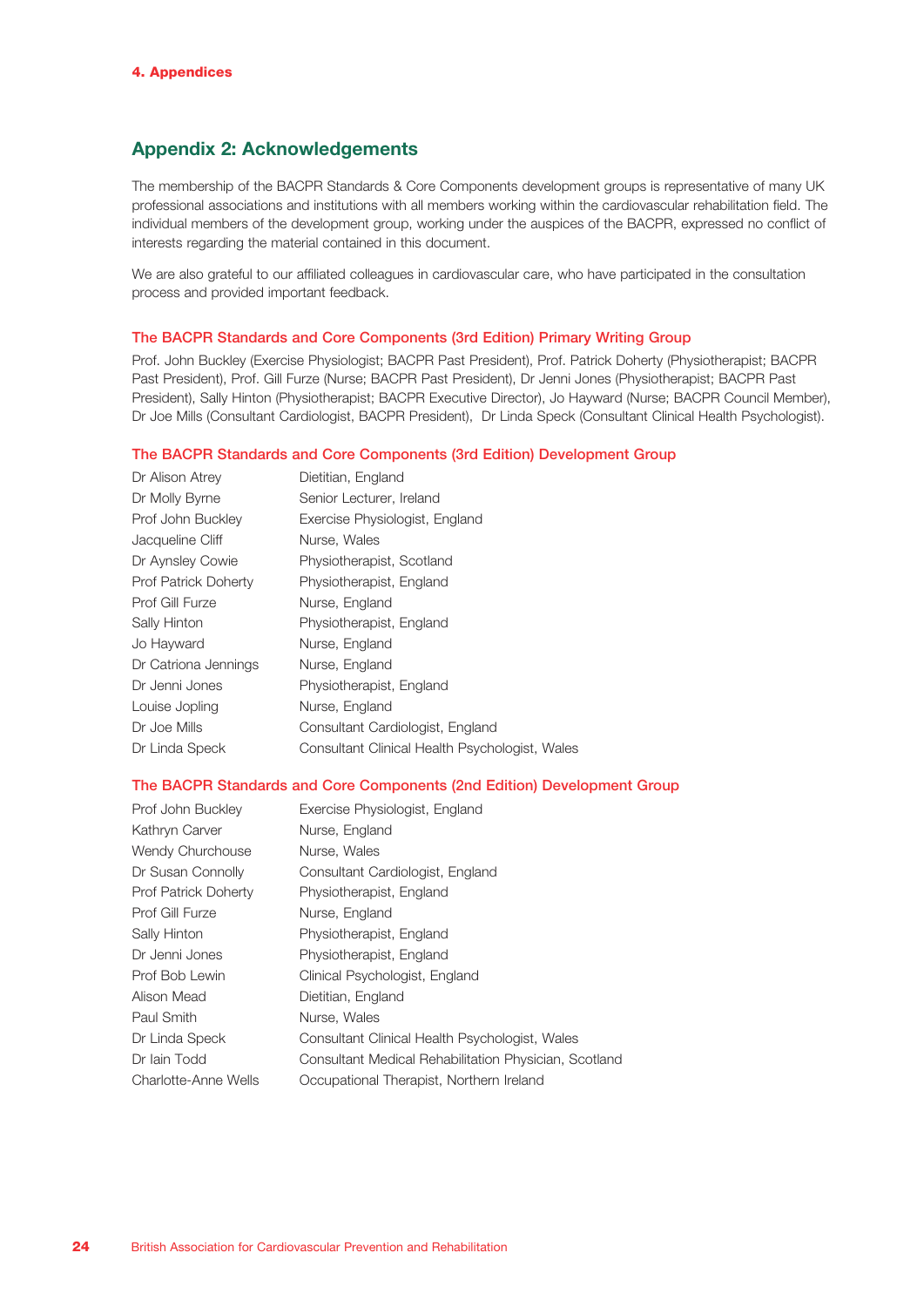## Appendix 2: Acknowledgements

The membership of the BACPR Standards & Core Components development groups is representative of many UK professional associations and institutions with all members working within the cardiovascular rehabilitation field. The individual members of the development group, working under the auspices of the BACPR, expressed no conflict of interests regarding the material contained in this document.

We are also grateful to our affiliated colleagues in cardiovascular care, who have participated in the consultation process and provided important feedback.

### The BACPR Standards and Core Components (3rd Edition) Primary Writing Group

Prof. John Buckley (Exercise Physiologist; BACPR Past President), Prof. Patrick Doherty (Physiotherapist; BACPR Past President), Prof. Gill Furze (Nurse; BACPR Past President), Dr Jenni Jones (Physiotherapist; BACPR Past President), Sally Hinton (Physiotherapist; BACPR Executive Director), Jo Hayward (Nurse; BACPR Council Member), Dr Joe Mills (Consultant Cardiologist, BACPR President), Dr Linda Speck (Consultant Clinical Health Psychologist).

### The BACPR Standards and Core Components (3rd Edition) Development Group

| | |
|---|---|
| Dr Alison Atrey | Dietitian, England |
| Dr Molly Byrne | Senior Lecturer, Ireland |
| Prof John Buckley | Exercise Physiologist, England |
| Jacqueline Cliff | Nurse, Wales |
| Dr Aynsley Cowie | Physiotherapist, Scotland |
| Prof Patrick Doherty | Physiotherapist, England |
| Prof Gill Furze | Nurse, England |
| Sally Hinton | Physiotherapist, England |
| Jo Hayward | Nurse, England |
| Dr Catriona Jennings | Nurse, England |
| Dr Jenni Jones | Physiotherapist, England |
| Louise Jopling | Nurse, England |
| Dr Joe Mills | Consultant Cardiologist, England |
| Dr Linda Speck | Consultant Clinical Health Psychologist, Wales |

### The BACPR Standards and Core Components (2nd Edition) Development Group

| | |
|---|---|
| Prof John Buckley | Exercise Physiologist, England |
| Kathryn Carver | Nurse, England |
| Wendy Churchouse | Nurse, Wales |
| Dr Susan Connolly | Consultant Cardiologist, England |
| Prof Patrick Doherty | Physiotherapist, England |
| Prof Gill Furze | Nurse, England |
| Sally Hinton | Physiotherapist, England |
| Dr Jenni Jones | Physiotherapist, England |
| Prof Bob Lewin | Clinical Psychologist, England |
| Alison Mead | Dietitian, England |
| Paul Smith | Nurse, Wales |
| Dr Linda Speck | Consultant Clinical Health Psychologist, Wales |
| Dr Iain Todd | Consultant Medical Rehabilitation Physician, Scotland |
| Charlotte-Anne Wells | Occupational Therapist, Northern Ireland |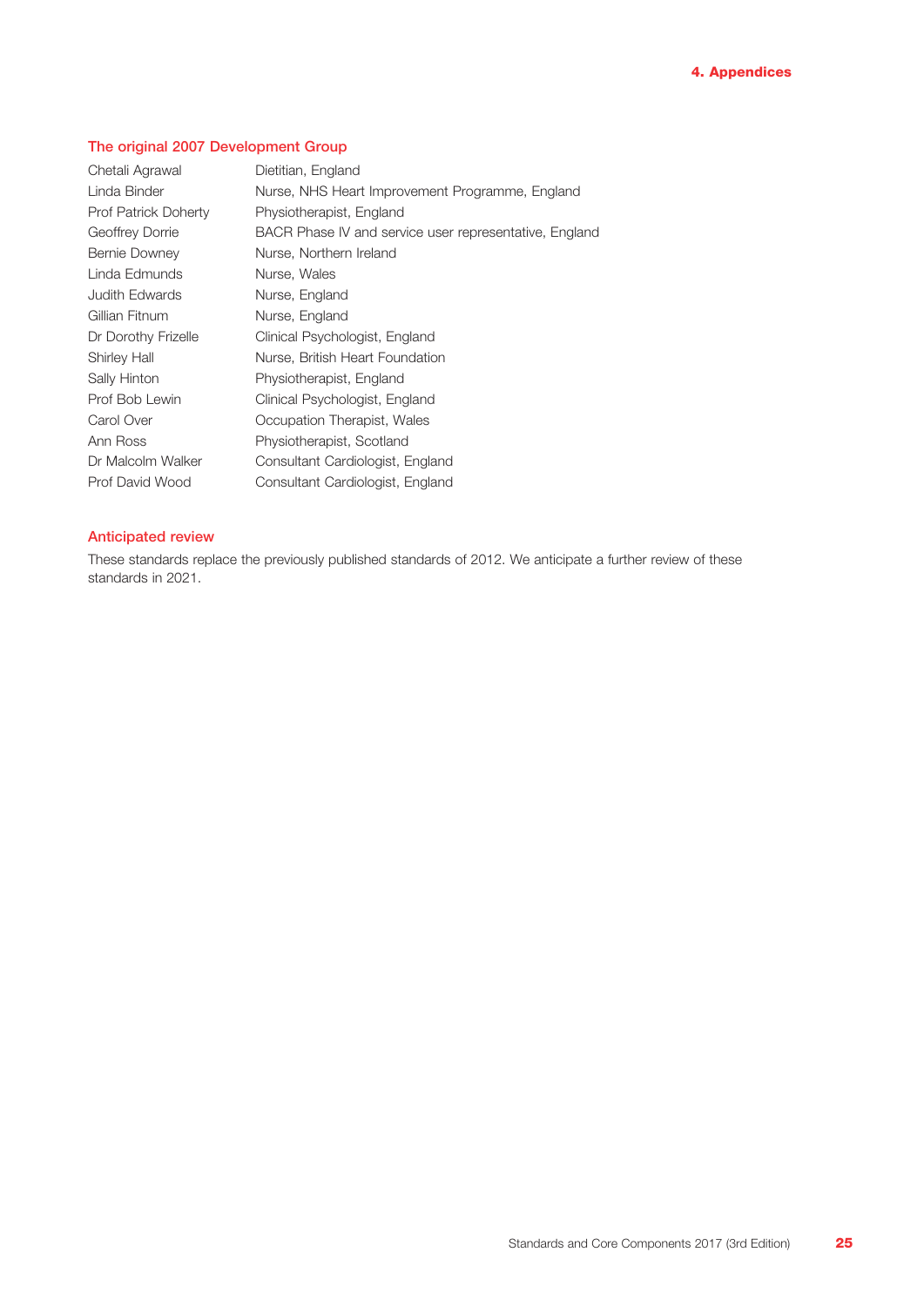## The original 2007 Development Group

| | |
|---|---|
| Chetali Agrawal | Dietitian, England |
| Linda Binder | Nurse, NHS Heart Improvement Programme, England |
| Prof Patrick Doherty | Physiotherapist, England |
| Geoffrey Dorrie | BACR Phase IV and service user representative, England |
| Bernie Downey | Nurse, Northern Ireland |
| Linda Edmunds | Nurse, Wales |
| Judith Edwards | Nurse, England |
| Gillian Fitnum | Nurse, England |
| Dr Dorothy Frizelle | Clinical Psychologist, England |
| Shirley Hall | Nurse, British Heart Foundation |
| Sally Hinton | Physiotherapist, England |
| Prof Bob Lewin | Clinical Psychologist, England |
| Carol Over | Occupation Therapist, Wales |
| Ann Ross | Physiotherapist, Scotland |
| Dr Malcolm Walker | Consultant Cardiologist, England |
| Prof David Wood | Consultant Cardiologist, England |

## Anticipated review

These standards replace the previously published standards of 2012. We anticipate a further review of these standards in 2021.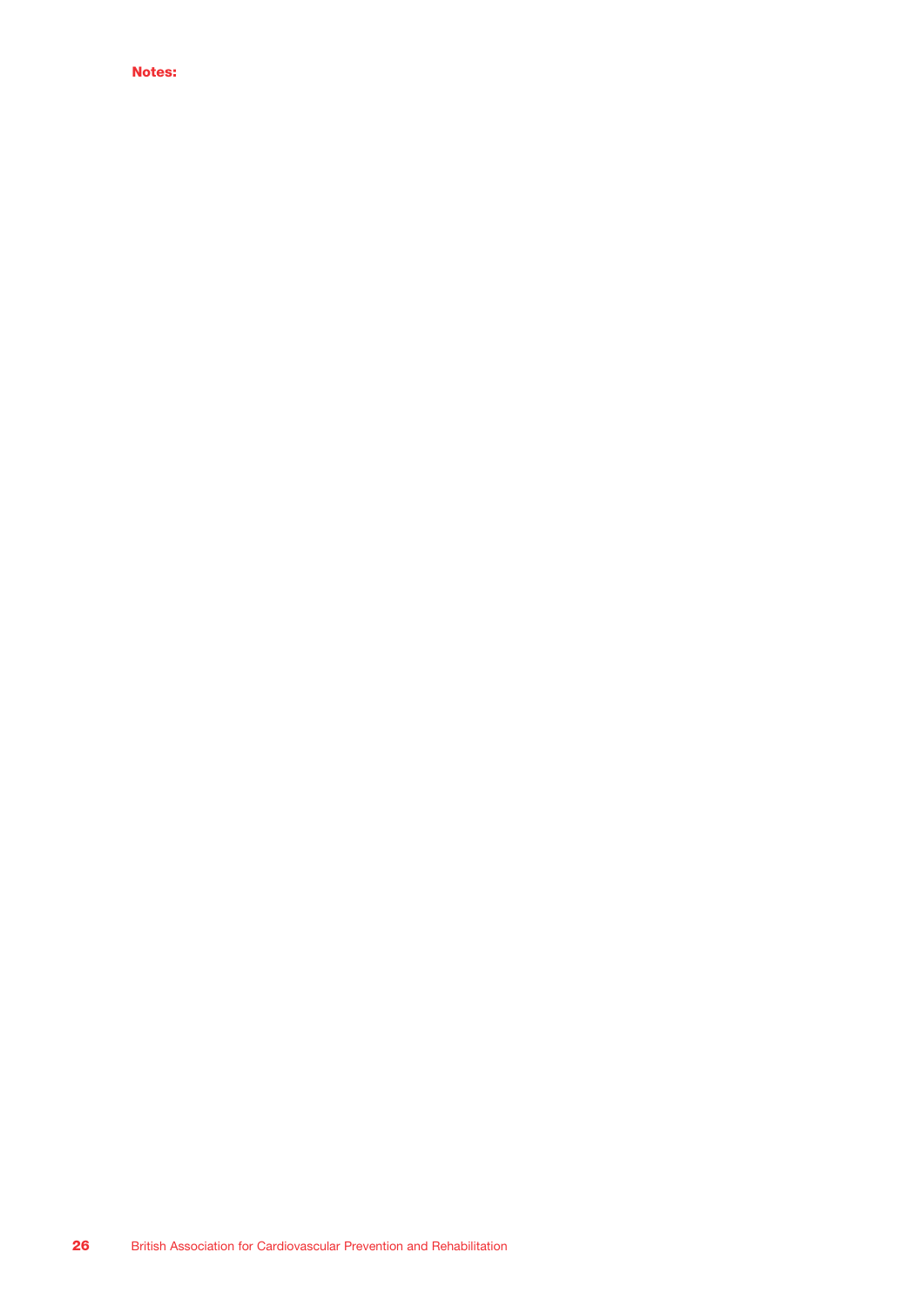**Notes:**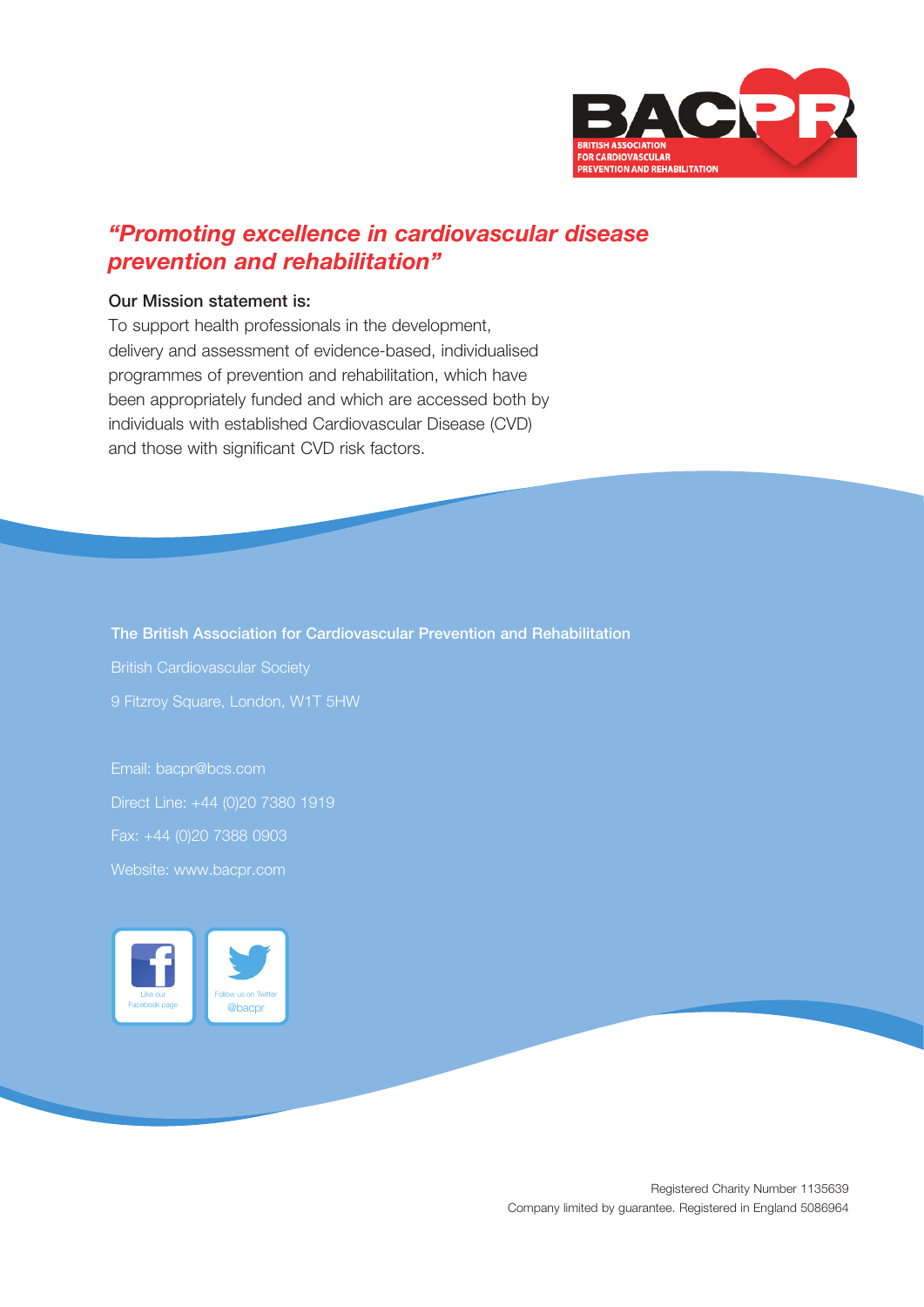BACPR

BRITISH ASSOCIATION FOR CARDIOVASCULAR PREVENTION AND REHABILITATION

## *"Promoting excellence in cardiovascular disease prevention and rehabilitation"*

**Our Mission statement is:**

To support health professionals in the development, delivery and assessment of evidence-based, individualised programmes of prevention and rehabilitation, which have been appropriately funded and which are accessed both by individuals with established Cardiovascular Disease (CVD) and those with significant CVD risk factors.

**The British Association for Cardiovascular Prevention and Rehabilitation**

British Cardiovascular Society

9 Fitzroy Square, London, W1T 5HW

Email: bacpr@bcs.com

Direct Line: +44 (0)20 7380 1919

Fax: +44 (0)20 7388 0903

Website: www.bacpr.com

Like our Facebook page

Follow us on Twitter @bacpr

Registered Charity Number 1135639

Company limited by guarantee. Registered in England 5086964